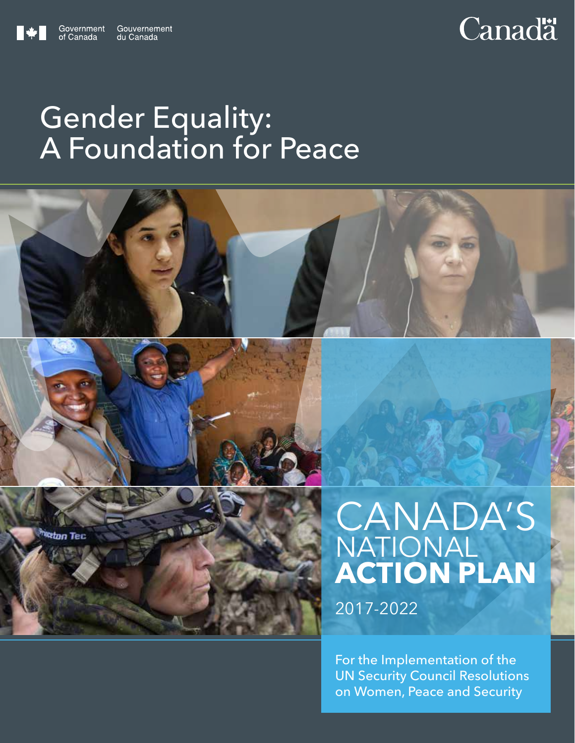Government of Canada Gouvernement du Canada

Canada

# Gender Equality: A Foundation for Peace

# CANADA'S NATIONAL **ACTION PLAN**

2017-2022

For the Implementation of the UN Security Council Resolutions on Women, Peace and Security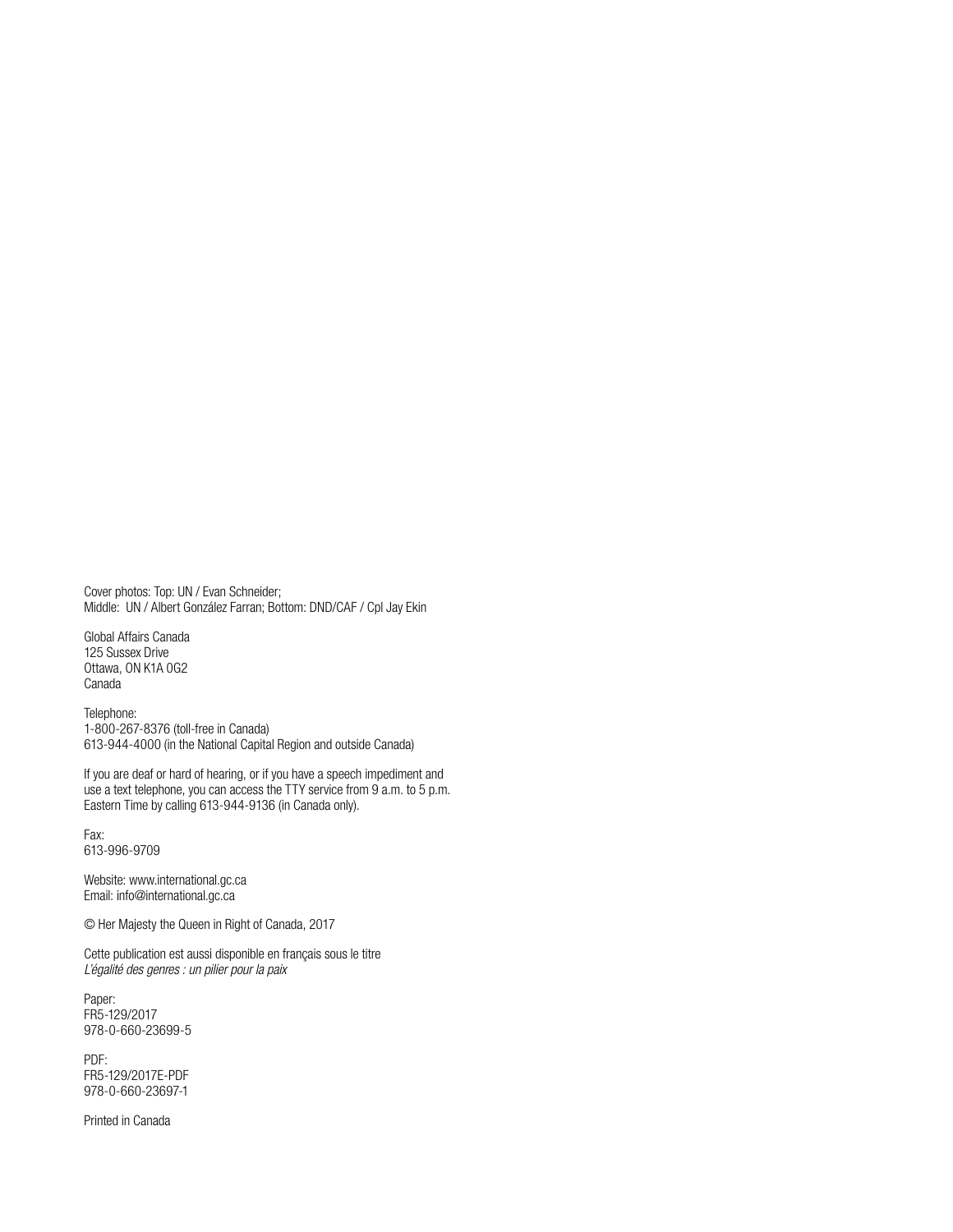Cover photos: Top: UN / Evan Schneider;
Middle: UN / Albert González Farran; Bottom: DND/CAF / Cpl Jay Ekin

Global Affairs Canada
125 Sussex Drive
Ottawa, ON K1A 0G2
Canada

Telephone:
1-800-267-8376 (toll-free in Canada)
613-944-4000 (in the National Capital Region and outside Canada)

If you are deaf or hard of hearing, or if you have a speech impediment and use a text telephone, you can access the TTY service from 9 a.m. to 5 p.m. Eastern Time by calling 613-944-9136 (in Canada only).

Fax:
613-996-9709

Website: www.international.gc.ca
Email: info@international.gc.ca

© Her Majesty the Queen in Right of Canada, 2017

Cette publication est aussi disponible en français sous le titre
*L'égalité des genres : un pilier pour la paix*

Paper:
FR5-129/2017
978-0-660-23699-5

PDF:
FR5-129/2017E-PDF
978-0-660-23697-1

Printed in Canada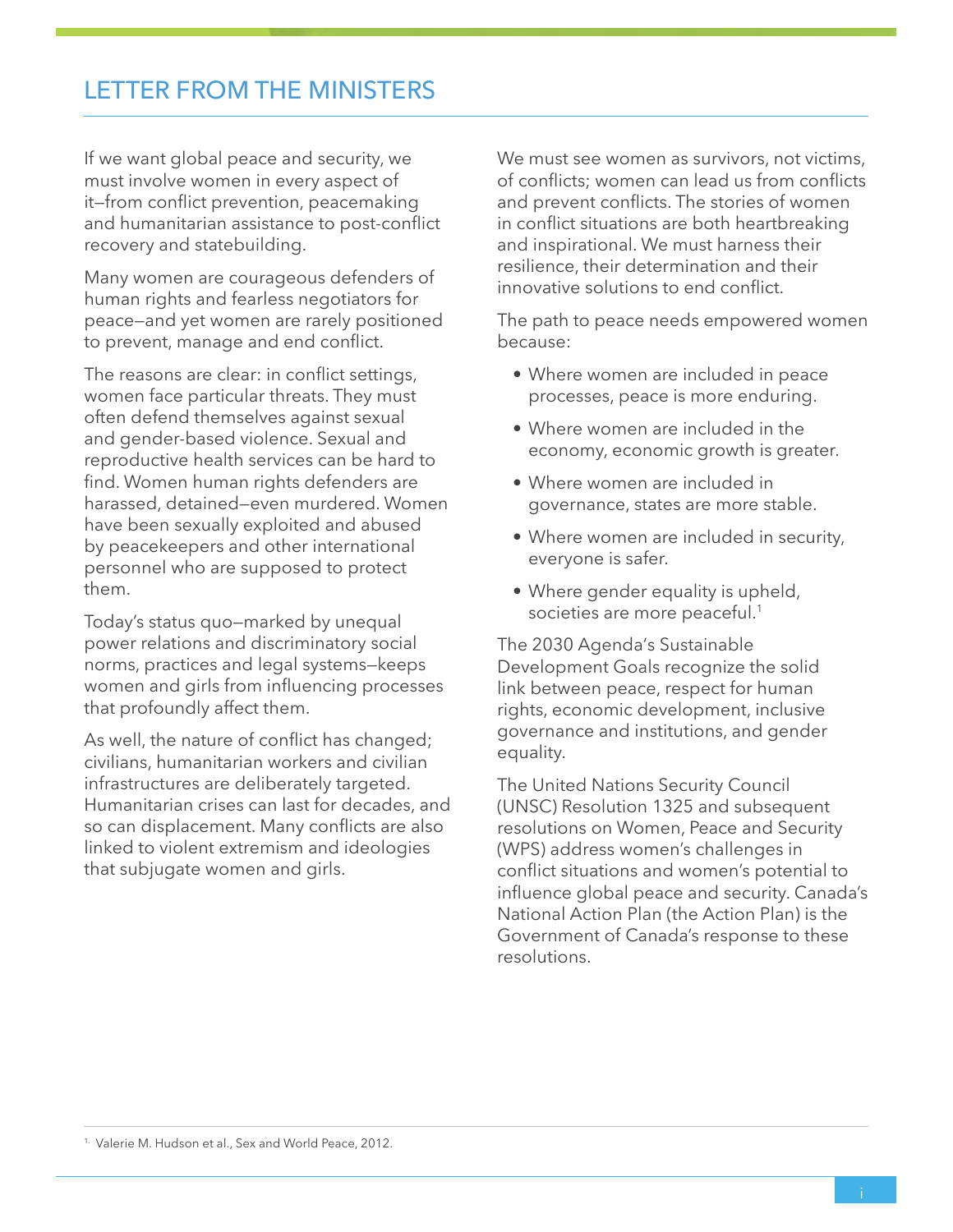# LETTER FROM THE MINISTERS

If we want global peace and security, we must involve women in every aspect of it—from conflict prevention, peacemaking and humanitarian assistance to post-conflict recovery and statebuilding.

Many women are courageous defenders of human rights and fearless negotiators for peace—and yet women are rarely positioned to prevent, manage and end conflict.

The reasons are clear: in conflict settings, women face particular threats. They must often defend themselves against sexual and gender-based violence. Sexual and reproductive health services can be hard to find. Women human rights defenders are harassed, detained—even murdered. Women have been sexually exploited and abused by peacekeepers and other international personnel who are supposed to protect them.

Today's status quo—marked by unequal power relations and discriminatory social norms, practices and legal systems—keeps women and girls from influencing processes that profoundly affect them.

As well, the nature of conflict has changed; civilians, humanitarian workers and civilian infrastructures are deliberately targeted. Humanitarian crises can last for decades, and so can displacement. Many conflicts are also linked to violent extremism and ideologies that subjugate women and girls.

We must see women as survivors, not victims, of conflicts; women can lead us from conflicts and prevent conflicts. The stories of women in conflict situations are both heartbreaking and inspirational. We must harness their resilience, their determination and their innovative solutions to end conflict.

The path to peace needs empowered women because:

- Where women are included in peace processes, peace is more enduring.
- Where women are included in the economy, economic growth is greater.
- Where women are included in governance, states are more stable.
- Where women are included in security, everyone is safer.
- Where gender equality is upheld, societies are more peaceful.[1]

The 2030 Agenda's Sustainable Development Goals recognize the solid link between peace, respect for human rights, economic development, inclusive governance and institutions, and gender equality.

The United Nations Security Council (UNSC) Resolution 1325 and subsequent resolutions on Women, Peace and Security (WPS) address women's challenges in conflict situations and women's potential to influence global peace and security. Canada's National Action Plan (the Action Plan) is the Government of Canada's response to these resolutions.

---

[1] Valerie M. Hudson et al., Sex and World Peace, 2012.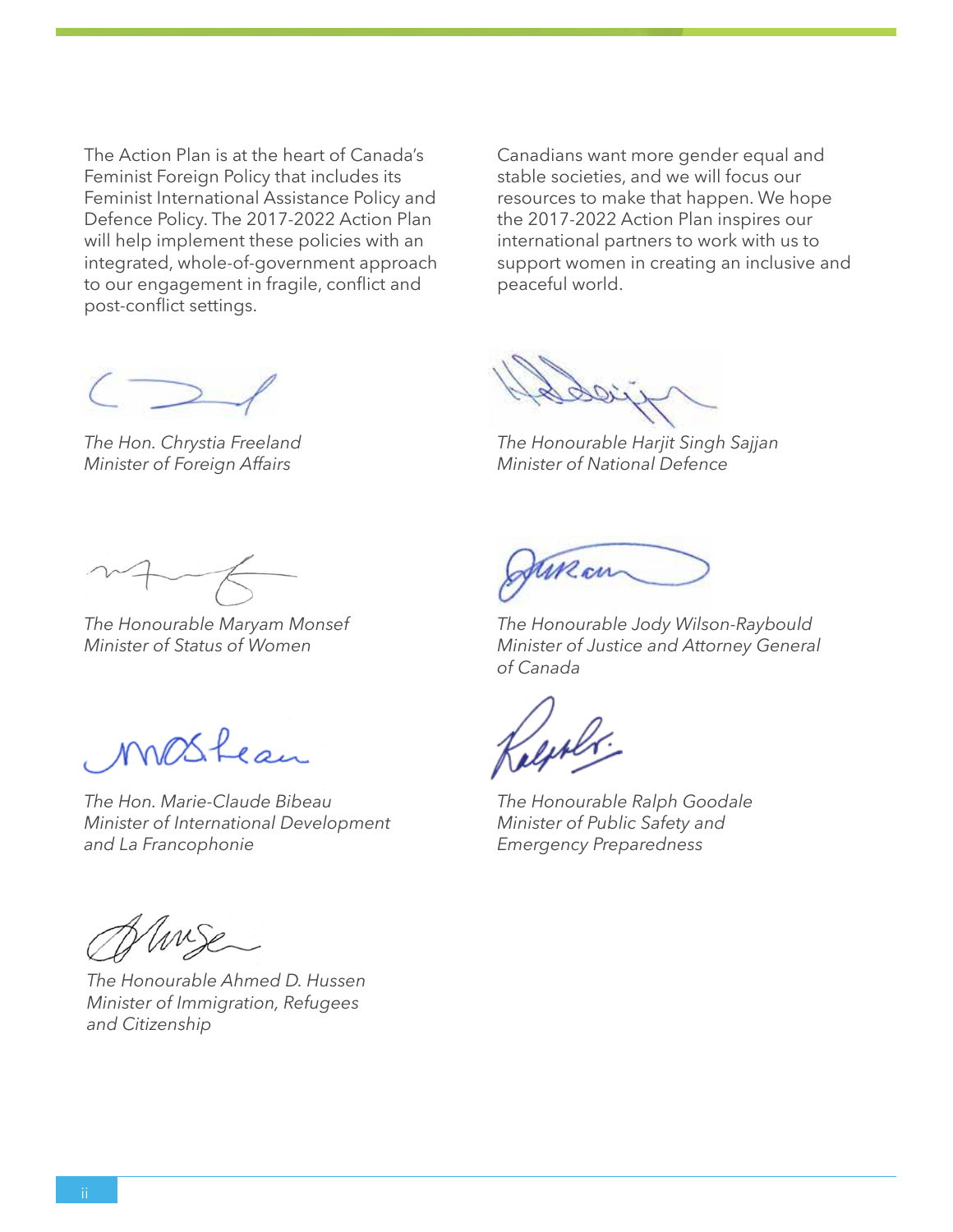The Action Plan is at the heart of Canada's Feminist Foreign Policy that includes its Feminist International Assistance Policy and Defence Policy. The 2017-2022 Action Plan will help implement these policies with an integrated, whole-of-government approach to our engagement in fragile, conflict and post-conflict settings.

Canadians want more gender equal and stable societies, and we will focus our resources to make that happen. We hope the 2017-2022 Action Plan inspires our international partners to work with us to support women in creating an inclusive and peaceful world.

*The Hon. Chrystia Freeland*
*Minister of Foreign Affairs*

*The Honourable Harjit Singh Sajjan*
*Minister of National Defence*

*The Honourable Maryam Monsef*
*Minister of Status of Women*

*The Honourable Jody Wilson-Raybould*
*Minister of Justice and Attorney General of Canada*

*The Hon. Marie-Claude Bibeau*
*Minister of International Development and La Francophonie*

*The Honourable Ralph Goodale*
*Minister of Public Safety and Emergency Preparedness*

*The Honourable Ahmed D. Hussen*
*Minister of Immigration, Refugees and Citizenship*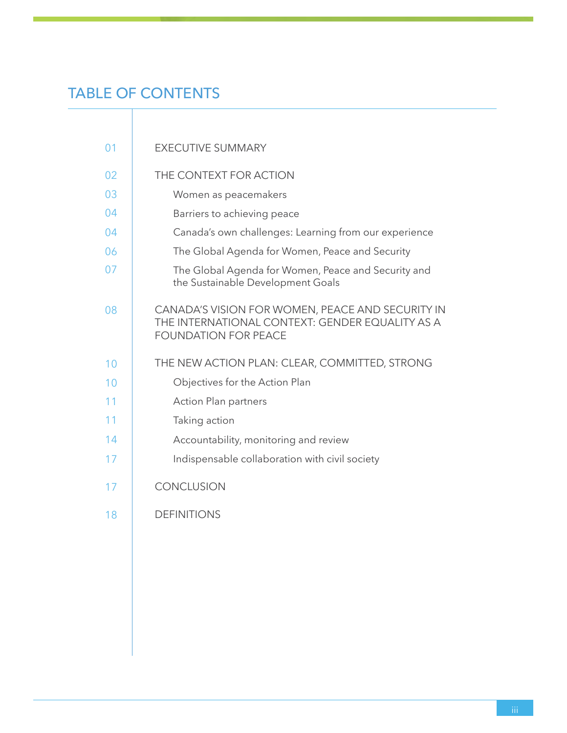# TABLE OF CONTENTS

| | |
|---|---|
| 01 | EXECUTIVE SUMMARY |
| 02 | THE CONTEXT FOR ACTION |
| 03 | Women as peacemakers |
| 04 | Barriers to achieving peace |
| 04 | Canada's own challenges: Learning from our experience |
| 06 | The Global Agenda for Women, Peace and Security |
| 07 | The Global Agenda for Women, Peace and Security and the Sustainable Development Goals |
| 08 | CANADA'S VISION FOR WOMEN, PEACE AND SECURITY IN THE INTERNATIONAL CONTEXT: GENDER EQUALITY AS A FOUNDATION FOR PEACE |
| 10 | THE NEW ACTION PLAN: CLEAR, COMMITTED, STRONG |
| 10 | Objectives for the Action Plan |
| 11 | Action Plan partners |
| 11 | Taking action |
| 14 | Accountability, monitoring and review |
| 17 | Indispensable collaboration with civil society |
| 17 | CONCLUSION |
| 18 | DEFINITIONS |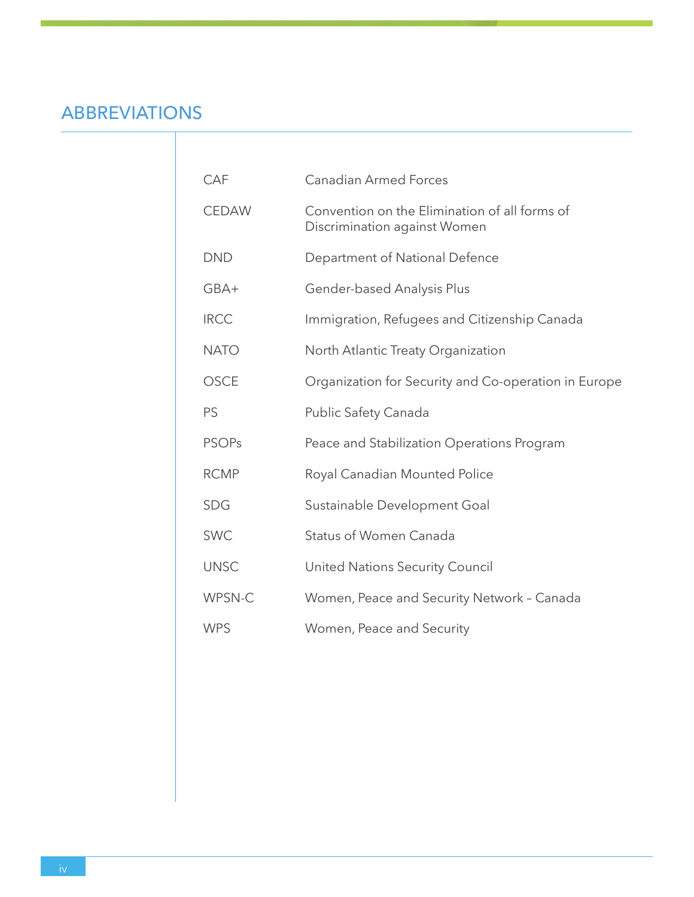# ABBREVIATIONS

| | |
|---|---|
| CAF | Canadian Armed Forces |
| CEDAW | Convention on the Elimination of all forms of Discrimination against Women |
| DND | Department of National Defence |
| GBA+ | Gender-based Analysis Plus |
| IRCC | Immigration, Refugees and Citizenship Canada |
| NATO | North Atlantic Treaty Organization |
| OSCE | Organization for Security and Co-operation in Europe |
| PS | Public Safety Canada |
| PSOPs | Peace and Stabilization Operations Program |
| RCMP | Royal Canadian Mounted Police |
| SDG | Sustainable Development Goal |
| SWC | Status of Women Canada |
| UNSC | United Nations Security Council |
| WPSN-C | Women, Peace and Security Network – Canada |
| WPS | Women, Peace and Security |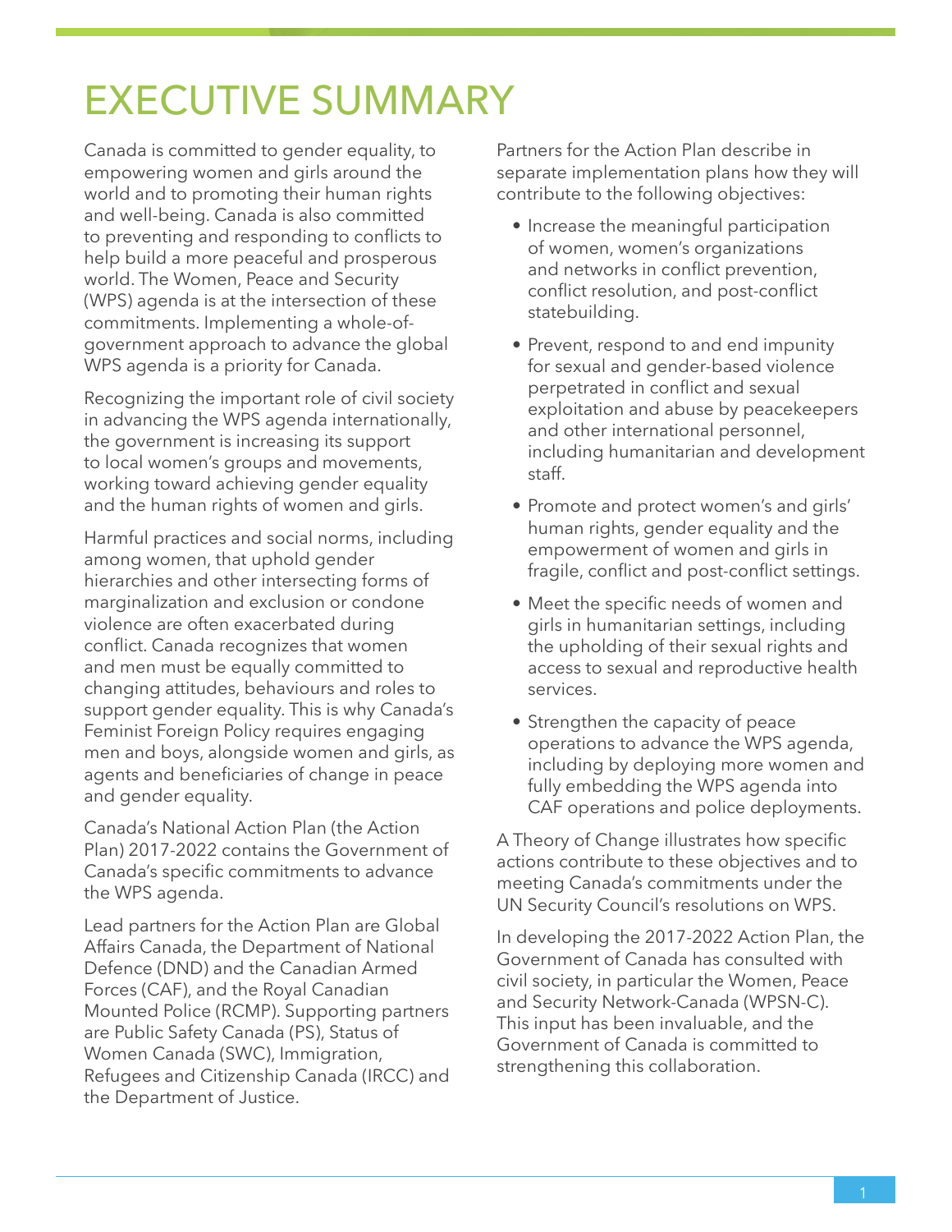# EXECUTIVE SUMMARY

Canada is committed to gender equality, to empowering women and girls around the world and to promoting their human rights and well-being. Canada is also committed to preventing and responding to conflicts to help build a more peaceful and prosperous world. The Women, Peace and Security (WPS) agenda is at the intersection of these commitments. Implementing a whole-of-government approach to advance the global WPS agenda is a priority for Canada.

Recognizing the important role of civil society in advancing the WPS agenda internationally, the government is increasing its support to local women's groups and movements, working toward achieving gender equality and the human rights of women and girls.

Harmful practices and social norms, including among women, that uphold gender hierarchies and other intersecting forms of marginalization and exclusion or condone violence are often exacerbated during conflict. Canada recognizes that women and men must be equally committed to changing attitudes, behaviours and roles to support gender equality. This is why Canada's Feminist Foreign Policy requires engaging men and boys, alongside women and girls, as agents and beneficiaries of change in peace and gender equality.

Canada's National Action Plan (the Action Plan) 2017-2022 contains the Government of Canada's specific commitments to advance the WPS agenda.

Lead partners for the Action Plan are Global Affairs Canada, the Department of National Defence (DND) and the Canadian Armed Forces (CAF), and the Royal Canadian Mounted Police (RCMP). Supporting partners are Public Safety Canada (PS), Status of Women Canada (SWC), Immigration, Refugees and Citizenship Canada (IRCC) and the Department of Justice.

Partners for the Action Plan describe in separate implementation plans how they will contribute to the following objectives:

- Increase the meaningful participation of women, women's organizations and networks in conflict prevention, conflict resolution, and post-conflict statebuilding.
- Prevent, respond to and end impunity for sexual and gender-based violence perpetrated in conflict and sexual exploitation and abuse by peacekeepers and other international personnel, including humanitarian and development staff.
- Promote and protect women's and girls' human rights, gender equality and the empowerment of women and girls in fragile, conflict and post-conflict settings.
- Meet the specific needs of women and girls in humanitarian settings, including the upholding of their sexual rights and access to sexual and reproductive health services.
- Strengthen the capacity of peace operations to advance the WPS agenda, including by deploying more women and fully embedding the WPS agenda into CAF operations and police deployments.

A Theory of Change illustrates how specific actions contribute to these objectives and to meeting Canada's commitments under the UN Security Council's resolutions on WPS.

In developing the 2017-2022 Action Plan, the Government of Canada has consulted with civil society, in particular the Women, Peace and Security Network-Canada (WPSN-C). This input has been invaluable, and the Government of Canada is committed to strengthening this collaboration.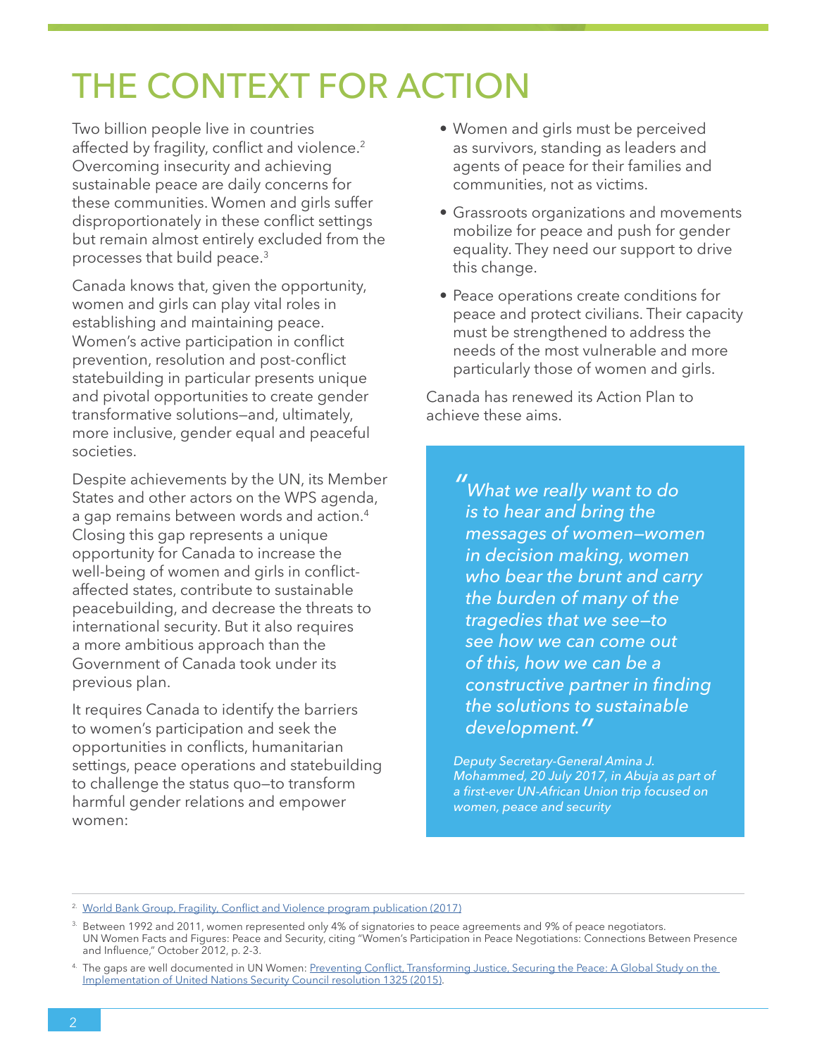# THE CONTEXT FOR ACTION

Two billion people live in countries affected by fragility, conflict and violence.[2] Overcoming insecurity and achieving sustainable peace are daily concerns for these communities. Women and girls suffer disproportionately in these conflict settings but remain almost entirely excluded from the processes that build peace.[3]

Canada knows that, given the opportunity, women and girls can play vital roles in establishing and maintaining peace. Women's active participation in conflict prevention, resolution and post-conflict statebuilding in particular presents unique and pivotal opportunities to create gender transformative solutions—and, ultimately, more inclusive, gender equal and peaceful societies.

Despite achievements by the UN, its Member States and other actors on the WPS agenda, a gap remains between words and action.[4] Closing this gap represents a unique opportunity for Canada to increase the well-being of women and girls in conflict-affected states, contribute to sustainable peacebuilding, and decrease the threats to international security. But it also requires a more ambitious approach than the Government of Canada took under its previous plan.

It requires Canada to identify the barriers to women's participation and seek the opportunities in conflicts, humanitarian settings, peace operations and statebuilding to challenge the status quo—to transform harmful gender relations and empower women:

- Women and girls must be perceived as survivors, standing as leaders and agents of peace for their families and communities, not as victims.
- Grassroots organizations and movements mobilize for peace and push for gender equality. They need our support to drive this change.
- Peace operations create conditions for peace and protect civilians. Their capacity must be strengthened to address the needs of the most vulnerable and more particularly those of women and girls.

Canada has renewed its Action Plan to achieve these aims.

> *"What we really want to do is to hear and bring the messages of women—women in decision making, women who bear the brunt and carry the burden of many of the tragedies that we see—to see how we can come out of this, how we can be a constructive partner in finding the solutions to sustainable development."*
>
> *Deputy Secretary-General Amina J. Mohammed, 20 July 2017, in Abuja as part of a first-ever UN-African Union trip focused on women, peace and security*

---

[2] World Bank Group, Fragility, Conflict and Violence program publication (2017)

[3] Between 1992 and 2011, women represented only 4% of signatories to peace agreements and 9% of peace negotiators. UN Women Facts and Figures: Peace and Security, citing "Women's Participation in Peace Negotiations: Connections Between Presence and Influence," October 2012, p. 2-3.

[4] The gaps are well documented in UN Women: Preventing Conflict, Transforming Justice, Securing the Peace: A Global Study on the Implementation of United Nations Security Council resolution 1325 (2015).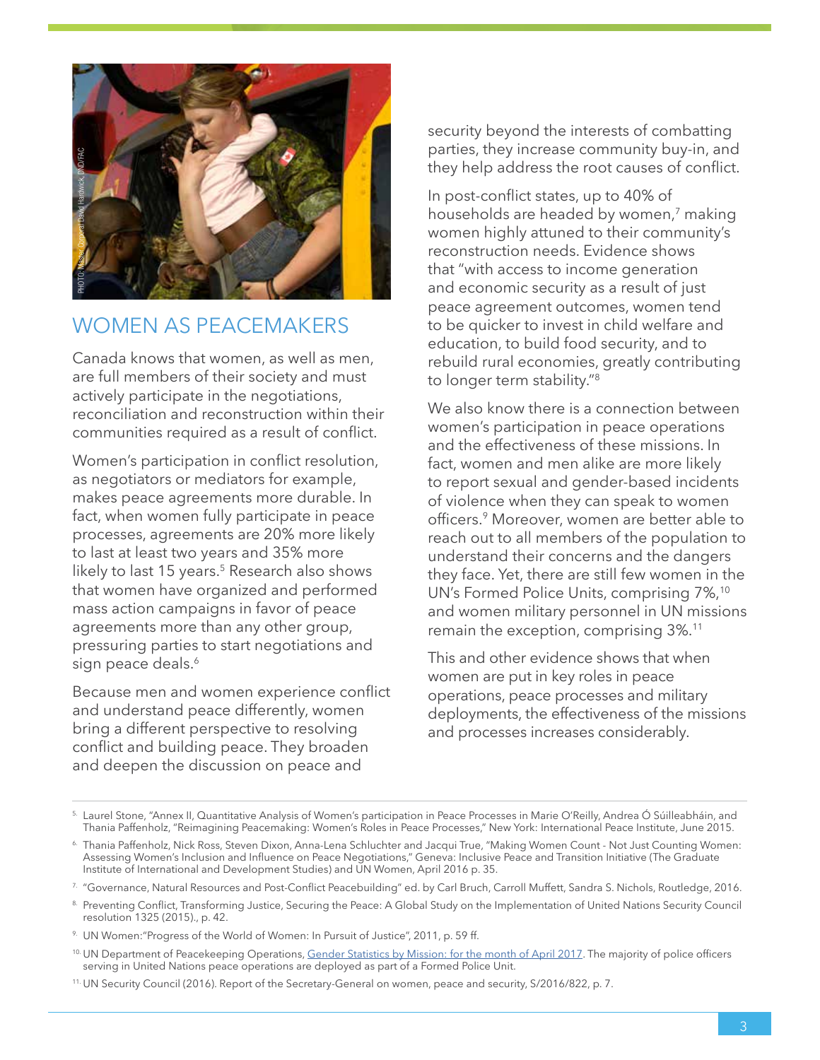PHOTO: Master Corporal David Hardwick, DND/FAC

## WOMEN AS PEACEMAKERS

Canada knows that women, as well as men, are full members of their society and must actively participate in the negotiations, reconciliation and reconstruction within their communities required as a result of conflict.

Women's participation in conflict resolution, as negotiators or mediators for example, makes peace agreements more durable. In fact, when women fully participate in peace processes, agreements are 20% more likely to last at least two years and 35% more likely to last 15 years.[5] Research also shows that women have organized and performed mass action campaigns in favor of peace agreements more than any other group, pressuring parties to start negotiations and sign peace deals.[6]

Because men and women experience conflict and understand peace differently, women bring a different perspective to resolving conflict and building peace. They broaden and deepen the discussion on peace and security beyond the interests of combatting parties, they increase community buy-in, and they help address the root causes of conflict.

In post-conflict states, up to 40% of households are headed by women,[7] making women highly attuned to their community's reconstruction needs. Evidence shows that "with access to income generation and economic security as a result of just peace agreement outcomes, women tend to be quicker to invest in child welfare and education, to build food security, and to rebuild rural economies, greatly contributing to longer term stability."[8]

We also know there is a connection between women's participation in peace operations and the effectiveness of these missions. In fact, women and men alike are more likely to report sexual and gender-based incidents of violence when they can speak to women officers.[9] Moreover, women are better able to reach out to all members of the population to understand their concerns and the dangers they face. Yet, there are still few women in the UN's Formed Police Units, comprising 7%,[10] and women military personnel in UN missions remain the exception, comprising 3%.[11]

This and other evidence shows that when women are put in key roles in peace operations, peace processes and military deployments, the effectiveness of the missions and processes increases considerably.

---

5. Laurel Stone, "Annex II, Quantitative Analysis of Women's participation in Peace Processes in Marie O'Reilly, Andrea Ó Súilleabháin, and Thania Paffenholz, "Reimagining Peacemaking: Women's Roles in Peace Processes," New York: International Peace Institute, June 2015.
6. Thania Paffenholz, Nick Ross, Steven Dixon, Anna-Lena Schluchter and Jacqui True, "Making Women Count - Not Just Counting Women: Assessing Women's Inclusion and Influence on Peace Negotiations," Geneva: Inclusive Peace and Transition Initiative (The Graduate Institute of International and Development Studies) and UN Women, April 2016 p. 35.
7. "Governance, Natural Resources and Post-Conflict Peacebuilding" ed. by Carl Bruch, Carroll Muffett, Sandra S. Nichols, Routledge, 2016.
8. Preventing Conflict, Transforming Justice, Securing the Peace: A Global Study on the Implementation of United Nations Security Council resolution 1325 (2015)., p. 42.
9. UN Women:"Progress of the World of Women: In Pursuit of Justice", 2011, p. 59 ff.
10. UN Department of Peacekeeping Operations, Gender Statistics by Mission: for the month of April 2017. The majority of police officers serving in United Nations peace operations are deployed as part of a Formed Police Unit.
11. UN Security Council (2016). Report of the Secretary-General on women, peace and security, S/2016/822, p. 7.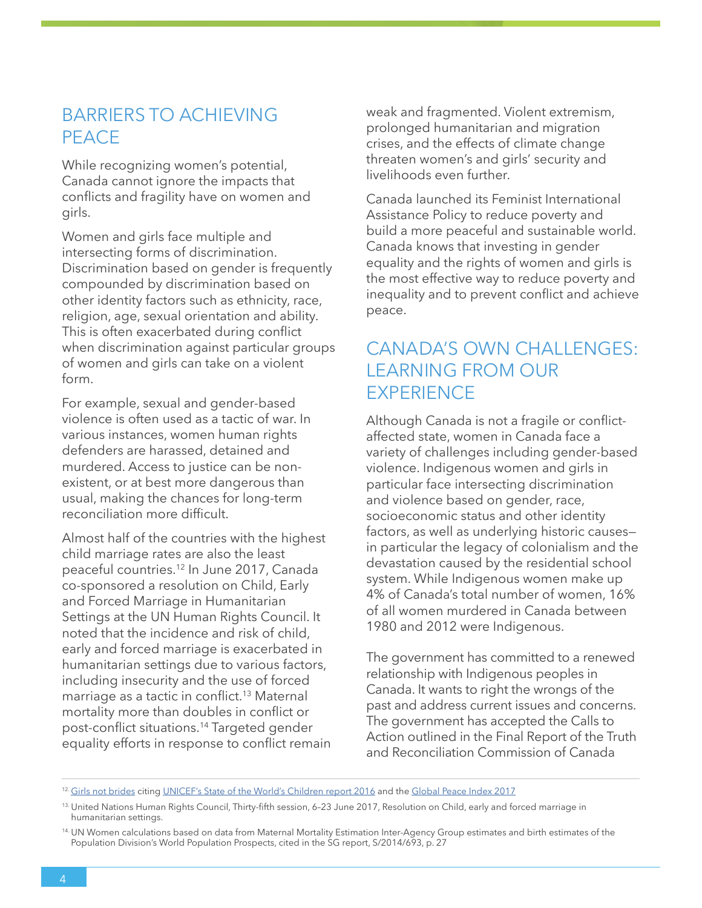## BARRIERS TO ACHIEVING PEACE

While recognizing women's potential, Canada cannot ignore the impacts that conflicts and fragility have on women and girls.

Women and girls face multiple and intersecting forms of discrimination. Discrimination based on gender is frequently compounded by discrimination based on other identity factors such as ethnicity, race, religion, age, sexual orientation and ability. This is often exacerbated during conflict when discrimination against particular groups of women and girls can take on a violent form.

For example, sexual and gender-based violence is often used as a tactic of war. In various instances, women human rights defenders are harassed, detained and murdered. Access to justice can be non-existent, or at best more dangerous than usual, making the chances for long-term reconciliation more difficult.

Almost half of the countries with the highest child marriage rates are also the least peaceful countries.[12] In June 2017, Canada co-sponsored a resolution on Child, Early and Forced Marriage in Humanitarian Settings at the UN Human Rights Council. It noted that the incidence and risk of child, early and forced marriage is exacerbated in humanitarian settings due to various factors, including insecurity and the use of forced marriage as a tactic in conflict.[13] Maternal mortality more than doubles in conflict or post-conflict situations.[14] Targeted gender equality efforts in response to conflict remain weak and fragmented. Violent extremism, prolonged humanitarian and migration crises, and the effects of climate change threaten women's and girls' security and livelihoods even further.

Canada launched its Feminist International Assistance Policy to reduce poverty and build a more peaceful and sustainable world. Canada knows that investing in gender equality and the rights of women and girls is the most effective way to reduce poverty and inequality and to prevent conflict and achieve peace.

## CANADA'S OWN CHALLENGES: LEARNING FROM OUR EXPERIENCE

Although Canada is not a fragile or conflict-affected state, women in Canada face a variety of challenges including gender-based violence. Indigenous women and girls in particular face intersecting discrimination and violence based on gender, race, socioeconomic status and other identity factors, as well as underlying historic causes—in particular the legacy of colonialism and the devastation caused by the residential school system. While Indigenous women make up 4% of Canada's total number of women, 16% of all women murdered in Canada between 1980 and 2012 were Indigenous.

The government has committed to a renewed relationship with Indigenous peoples in Canada. It wants to right the wrongs of the past and address current issues and concerns. The government has accepted the Calls to Action outlined in the Final Report of the Truth and Reconciliation Commission of Canada

---

[12] Girls not brides citing UNICEF's State of the World's Children report 2016 and the Global Peace Index 2017

[13] United Nations Human Rights Council, Thirty-fifth session, 6–23 June 2017, Resolution on Child, early and forced marriage in humanitarian settings.

[14] UN Women calculations based on data from Maternal Mortality Estimation Inter-Agency Group estimates and birth estimates of the Population Division's World Population Prospects, cited in the SG report, S/2014/693, p. 27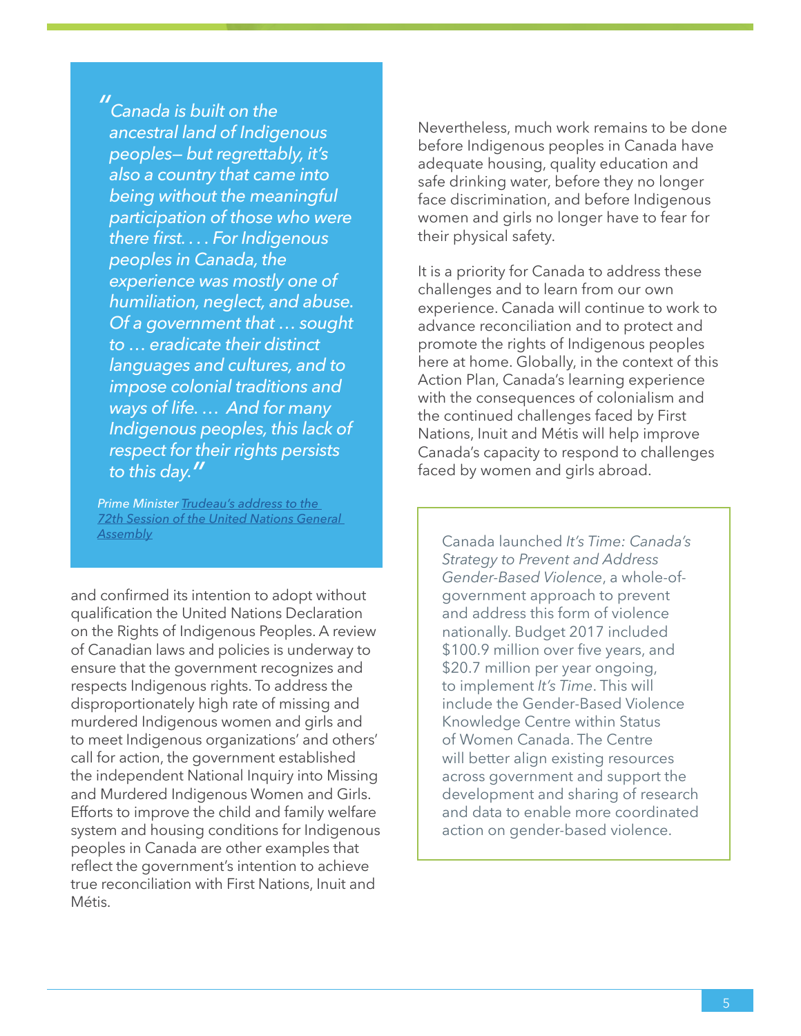> *"Canada is built on the ancestral land of Indigenous peoples— but regrettably, it's also a country that came into being without the meaningful participation of those who were there first. . . . For Indigenous peoples in Canada, the experience was mostly one of humiliation, neglect, and abuse. Of a government that … sought to … eradicate their distinct languages and cultures, and to impose colonial traditions and ways of life. … And for many Indigenous peoples, this lack of respect for their rights persists to this day."*
>
> *Prime Minister [Trudeau's address to the 72th Session of the United Nations General Assembly]*

and confirmed its intention to adopt without qualification the United Nations Declaration on the Rights of Indigenous Peoples. A review of Canadian laws and policies is underway to ensure that the government recognizes and respects Indigenous rights. To address the disproportionately high rate of missing and murdered Indigenous women and girls and to meet Indigenous organizations' and others' call for action, the government established the independent National Inquiry into Missing and Murdered Indigenous Women and Girls. Efforts to improve the child and family welfare system and housing conditions for Indigenous peoples in Canada are other examples that reflect the government's intention to achieve true reconciliation with First Nations, Inuit and Métis.

Nevertheless, much work remains to be done before Indigenous peoples in Canada have adequate housing, quality education and safe drinking water, before they no longer face discrimination, and before Indigenous women and girls no longer have to fear for their physical safety.

It is a priority for Canada to address these challenges and to learn from our own experience. Canada will continue to work to advance reconciliation and to protect and promote the rights of Indigenous peoples here at home. Globally, in the context of this Action Plan, Canada's learning experience with the consequences of colonialism and the continued challenges faced by First Nations, Inuit and Métis will help improve Canada's capacity to respond to challenges faced by women and girls abroad.

> Canada launched *It's Time: Canada's Strategy to Prevent and Address Gender-Based Violence*, a whole-of-government approach to prevent and address this form of violence nationally. Budget 2017 included $100.9 million over five years, and $20.7 million per year ongoing, to implement *It's Time*. This will include the Gender-Based Violence Knowledge Centre within Status of Women Canada. The Centre will better align existing resources across government and support the development and sharing of research and data to enable more coordinated action on gender-based violence.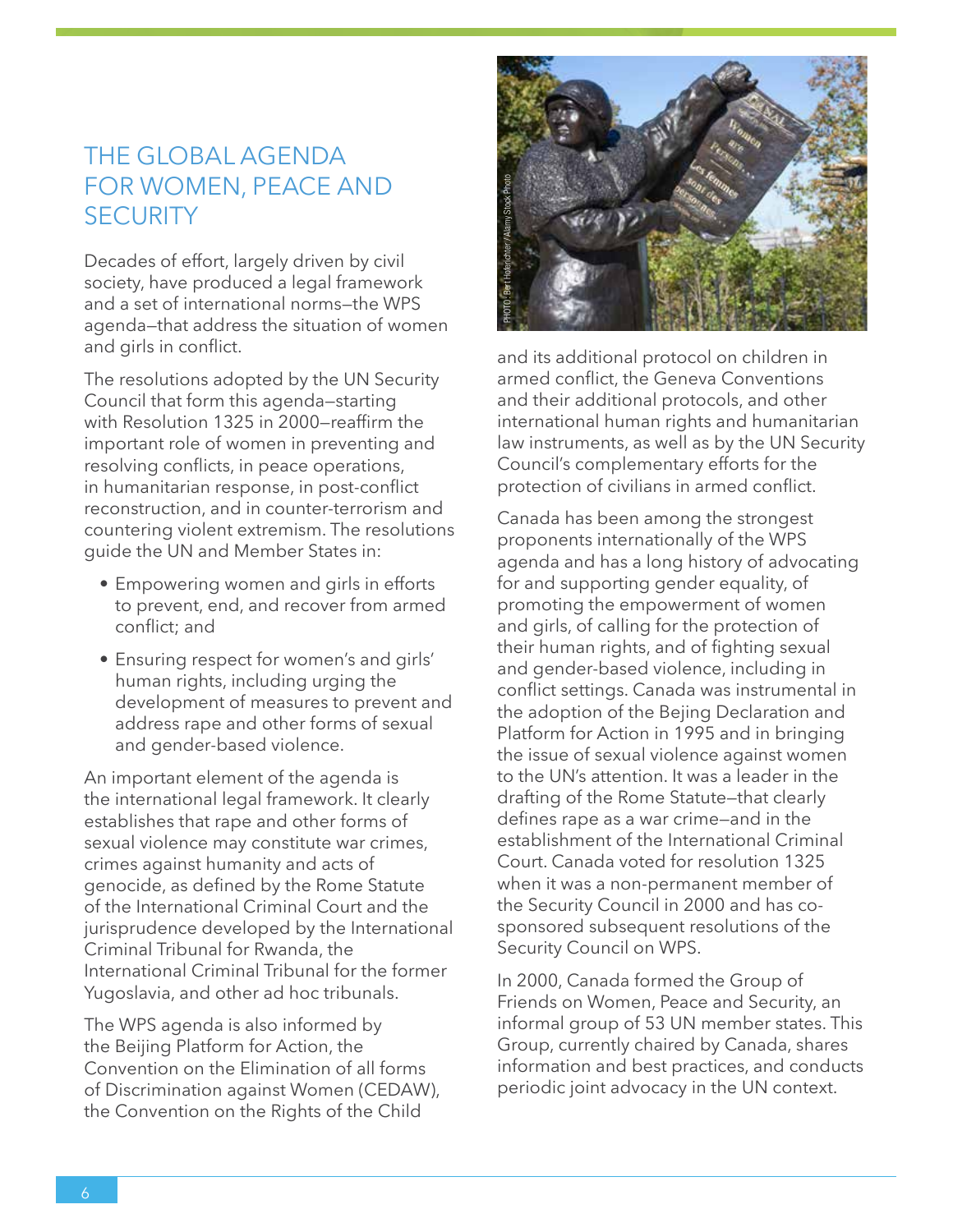# THE GLOBAL AGENDA FOR WOMEN, PEACE AND SECURITY

Decades of effort, largely driven by civil society, have produced a legal framework and a set of international norms—the WPS agenda—that address the situation of women and girls in conflict.

The resolutions adopted by the UN Security Council that form this agenda—starting with Resolution 1325 in 2000—reaffirm the important role of women in preventing and resolving conflicts, in peace operations, in humanitarian response, in post-conflict reconstruction, and in counter-terrorism and countering violent extremism. The resolutions guide the UN and Member States in:

- Empowering women and girls in efforts to prevent, end, and recover from armed conflict; and
- Ensuring respect for women's and girls' human rights, including urging the development of measures to prevent and address rape and other forms of sexual and gender-based violence.

An important element of the agenda is the international legal framework. It clearly establishes that rape and other forms of sexual violence may constitute war crimes, crimes against humanity and acts of genocide, as defined by the Rome Statute of the International Criminal Court and the jurisprudence developed by the International Criminal Tribunal for Rwanda, the International Criminal Tribunal for the former Yugoslavia, and other ad hoc tribunals.

The WPS agenda is also informed by the Beijing Platform for Action, the Convention on the Elimination of all forms of Discrimination against Women (CEDAW), the Convention on the Rights of the Child and its additional protocol on children in armed conflict, the Geneva Conventions and their additional protocols, and other international human rights and humanitarian law instruments, as well as by the UN Security Council's complementary efforts for the protection of civilians in armed conflict.

PHOTO: Bert Hoferichter/Alamy Stock Photo

Canada has been among the strongest proponents internationally of the WPS agenda and has a long history of advocating for and supporting gender equality, of promoting the empowerment of women and girls, of calling for the protection of their human rights, and of fighting sexual and gender-based violence, including in conflict settings. Canada was instrumental in the adoption of the Bejing Declaration and Platform for Action in 1995 and in bringing the issue of sexual violence against women to the UN's attention. It was a leader in the drafting of the Rome Statute—that clearly defines rape as a war crime—and in the establishment of the International Criminal Court. Canada voted for resolution 1325 when it was a non-permanent member of the Security Council in 2000 and has co-sponsored subsequent resolutions of the Security Council on WPS.

In 2000, Canada formed the Group of Friends on Women, Peace and Security, an informal group of 53 UN member states. This Group, currently chaired by Canada, shares information and best practices, and conducts periodic joint advocacy in the UN context.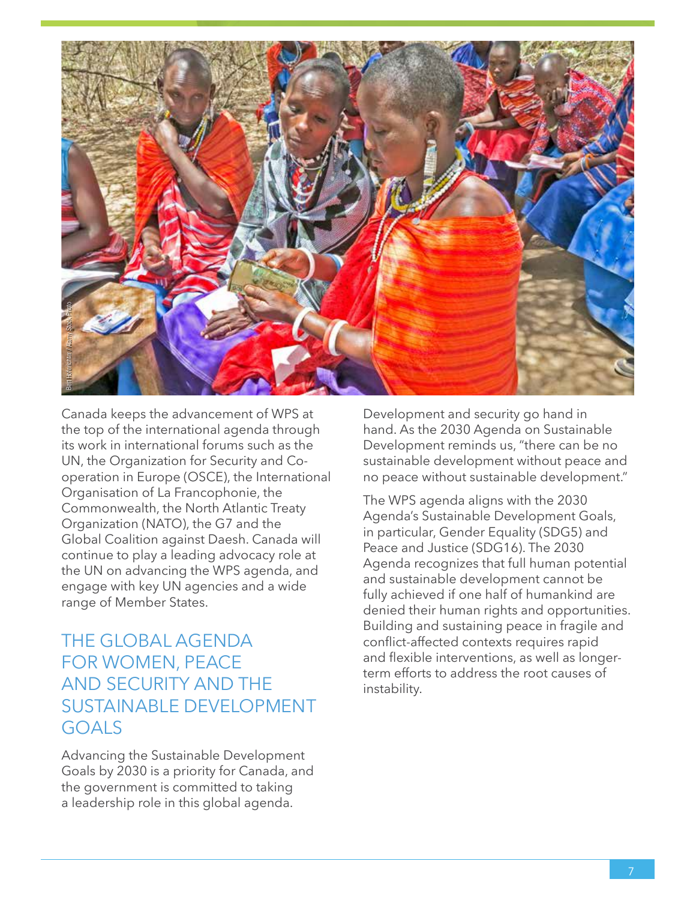Canada keeps the advancement of WPS at the top of the international agenda through its work in international forums such as the UN, the Organization for Security and Co-operation in Europe (OSCE), the International Organisation of La Francophonie, the Commonwealth, the North Atlantic Treaty Organization (NATO), the G7 and the Global Coalition against Daesh. Canada will continue to play a leading advocacy role at the UN on advancing the WPS agenda, and engage with key UN agencies and a wide range of Member States.

## THE GLOBAL AGENDA FOR WOMEN, PEACE AND SECURITY AND THE SUSTAINABLE DEVELOPMENT GOALS

Advancing the Sustainable Development Goals by 2030 is a priority for Canada, and the government is committed to taking a leadership role in this global agenda.

Development and security go hand in hand. As the 2030 Agenda on Sustainable Development reminds us, "there can be no sustainable development without peace and no peace without sustainable development."

The WPS agenda aligns with the 2030 Agenda's Sustainable Development Goals, in particular, Gender Equality (SDG5) and Peace and Justice (SDG16). The 2030 Agenda recognizes that full human potential and sustainable development cannot be fully achieved if one half of humankind are denied their human rights and opportunities. Building and sustaining peace in fragile and conflict-affected contexts requires rapid and flexible interventions, as well as longer-term efforts to address the root causes of instability.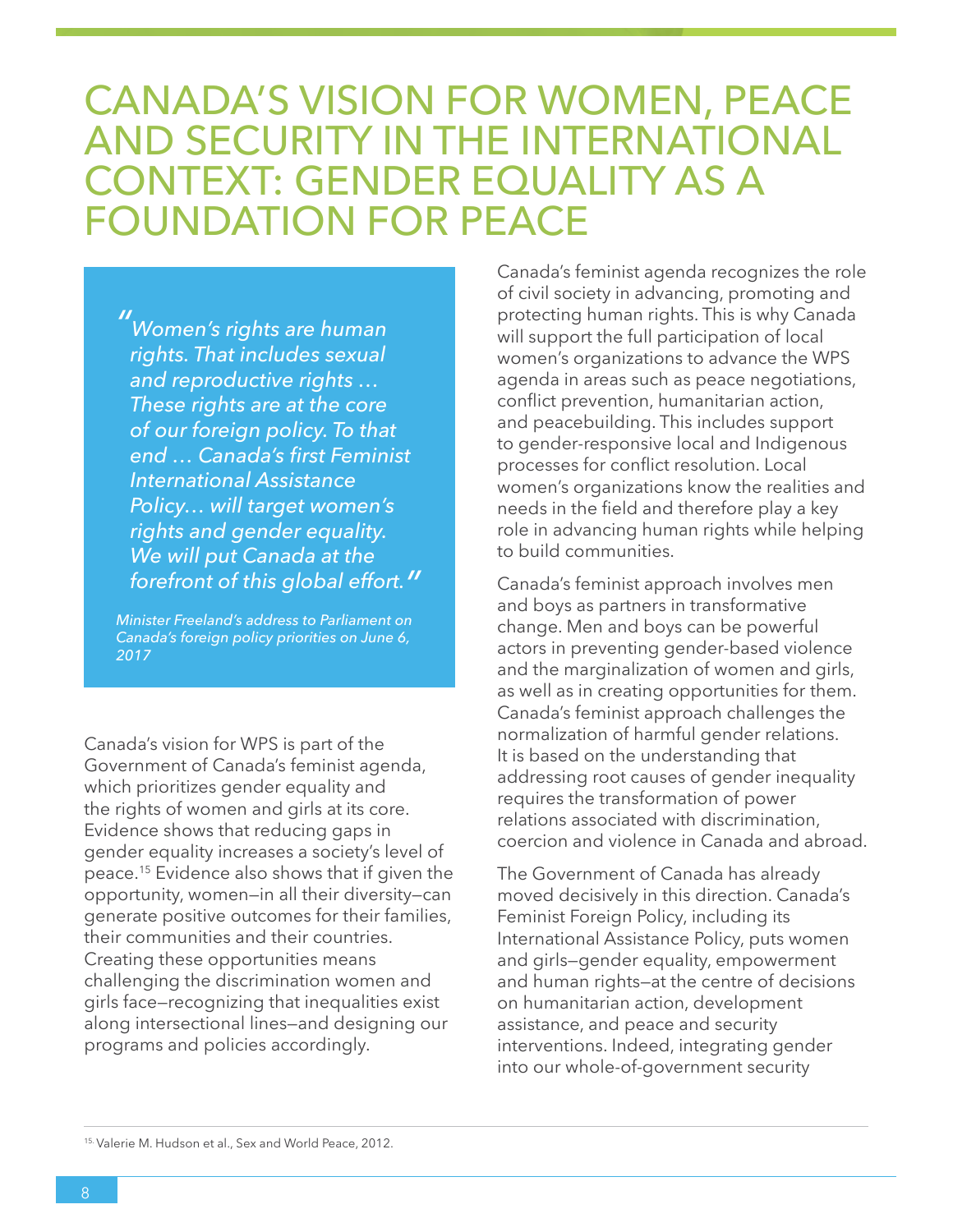# CANADA'S VISION FOR WOMEN, PEACE AND SECURITY IN THE INTERNATIONAL CONTEXT: GENDER EQUALITY AS A FOUNDATION FOR PEACE

> *"Women's rights are human rights. That includes sexual and reproductive rights … These rights are at the core of our foreign policy. To that end … Canada's first Feminist International Assistance Policy… will target women's rights and gender equality. We will put Canada at the forefront of this global effort."*
>
> *Minister Freeland's address to Parliament on Canada's foreign policy priorities on June 6, 2017*

Canada's vision for WPS is part of the Government of Canada's feminist agenda, which prioritizes gender equality and the rights of women and girls at its core. Evidence shows that reducing gaps in gender equality increases a society's level of peace.[15] Evidence also shows that if given the opportunity, women—in all their diversity—can generate positive outcomes for their families, their communities and their countries. Creating these opportunities means challenging the discrimination women and girls face—recognizing that inequalities exist along intersectional lines—and designing our programs and policies accordingly.

Canada's feminist agenda recognizes the role of civil society in advancing, promoting and protecting human rights. This is why Canada will support the full participation of local women's organizations to advance the WPS agenda in areas such as peace negotiations, conflict prevention, humanitarian action, and peacebuilding. This includes support to gender-responsive local and Indigenous processes for conflict resolution. Local women's organizations know the realities and needs in the field and therefore play a key role in advancing human rights while helping to build communities.

Canada's feminist approach involves men and boys as partners in transformative change. Men and boys can be powerful actors in preventing gender-based violence and the marginalization of women and girls, as well as in creating opportunities for them. Canada's feminist approach challenges the normalization of harmful gender relations. It is based on the understanding that addressing root causes of gender inequality requires the transformation of power relations associated with discrimination, coercion and violence in Canada and abroad.

The Government of Canada has already moved decisively in this direction. Canada's Feminist Foreign Policy, including its International Assistance Policy, puts women and girls—gender equality, empowerment and human rights—at the centre of decisions on humanitarian action, development assistance, and peace and security interventions. Indeed, integrating gender into our whole-of-government security

[15] Valerie M. Hudson et al., Sex and World Peace, 2012.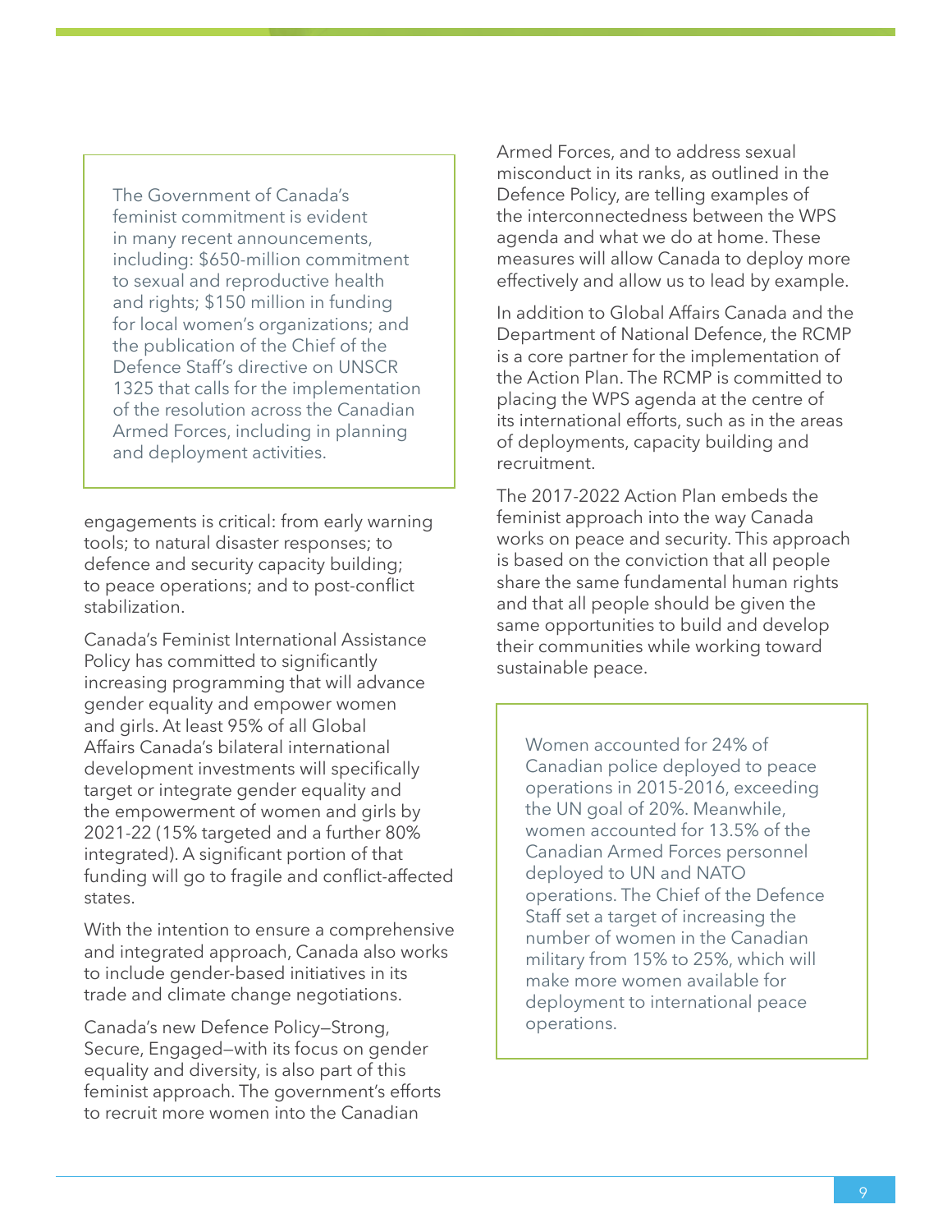> The Government of Canada's feminist commitment is evident in many recent announcements, including: $650-million commitment to sexual and reproductive health and rights; $150 million in funding for local women's organizations; and the publication of the Chief of the Defence Staff's directive on UNSCR 1325 that calls for the implementation of the resolution across the Canadian Armed Forces, including in planning and deployment activities.

engagements is critical: from early warning tools; to natural disaster responses; to defence and security capacity building; to peace operations; and to post-conflict stabilization.

Canada's Feminist International Assistance Policy has committed to significantly increasing programming that will advance gender equality and empower women and girls. At least 95% of all Global Affairs Canada's bilateral international development investments will specifically target or integrate gender equality and the empowerment of women and girls by 2021-22 (15% targeted and a further 80% integrated). A significant portion of that funding will go to fragile and conflict-affected states.

With the intention to ensure a comprehensive and integrated approach, Canada also works to include gender-based initiatives in its trade and climate change negotiations.

Canada's new Defence Policy—Strong, Secure, Engaged—with its focus on gender equality and diversity, is also part of this feminist approach. The government's efforts to recruit more women into the Canadian Armed Forces, and to address sexual misconduct in its ranks, as outlined in the Defence Policy, are telling examples of the interconnectedness between the WPS agenda and what we do at home. These measures will allow Canada to deploy more effectively and allow us to lead by example.

In addition to Global Affairs Canada and the Department of National Defence, the RCMP is a core partner for the implementation of the Action Plan. The RCMP is committed to placing the WPS agenda at the centre of its international efforts, such as in the areas of deployments, capacity building and recruitment.

The 2017-2022 Action Plan embeds the feminist approach into the way Canada works on peace and security. This approach is based on the conviction that all people share the same fundamental human rights and that all people should be given the same opportunities to build and develop their communities while working toward sustainable peace.

> Women accounted for 24% of Canadian police deployed to peace operations in 2015-2016, exceeding the UN goal of 20%. Meanwhile, women accounted for 13.5% of the Canadian Armed Forces personnel deployed to UN and NATO operations. The Chief of the Defence Staff set a target of increasing the number of women in the Canadian military from 15% to 25%, which will make more women available for deployment to international peace operations.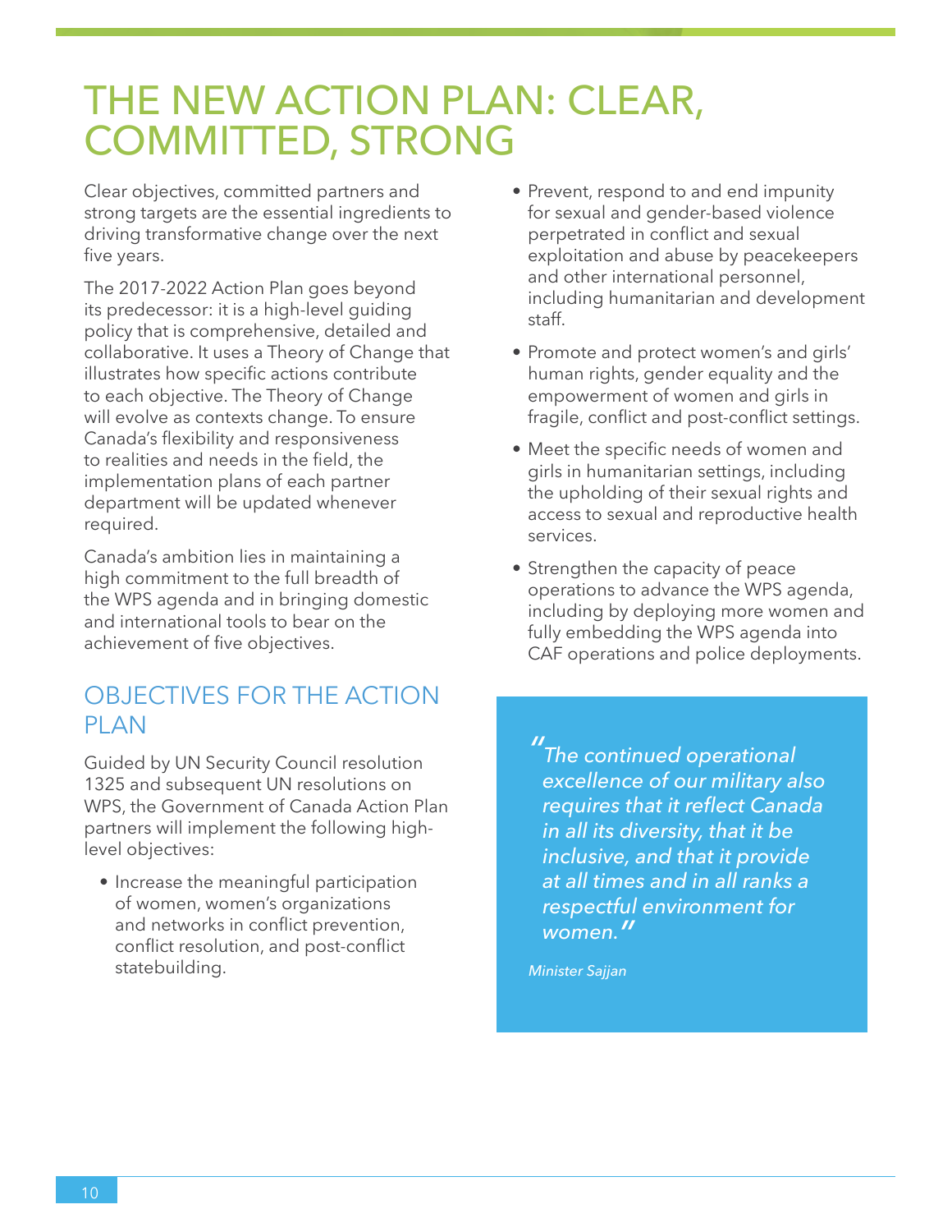# THE NEW ACTION PLAN: CLEAR, COMMITTED, STRONG

Clear objectives, committed partners and strong targets are the essential ingredients to driving transformative change over the next five years.

The 2017-2022 Action Plan goes beyond its predecessor: it is a high-level guiding policy that is comprehensive, detailed and collaborative. It uses a Theory of Change that illustrates how specific actions contribute to each objective. The Theory of Change will evolve as contexts change. To ensure Canada's flexibility and responsiveness to realities and needs in the field, the implementation plans of each partner department will be updated whenever required.

Canada's ambition lies in maintaining a high commitment to the full breadth of the WPS agenda and in bringing domestic and international tools to bear on the achievement of five objectives.

## OBJECTIVES FOR THE ACTION PLAN

Guided by UN Security Council resolution 1325 and subsequent UN resolutions on WPS, the Government of Canada Action Plan partners will implement the following high-level objectives:

- Increase the meaningful participation of women, women's organizations and networks in conflict prevention, conflict resolution, and post-conflict statebuilding.
- Prevent, respond to and end impunity for sexual and gender-based violence perpetrated in conflict and sexual exploitation and abuse by peacekeepers and other international personnel, including humanitarian and development staff.
- Promote and protect women's and girls' human rights, gender equality and the empowerment of women and girls in fragile, conflict and post-conflict settings.
- Meet the specific needs of women and girls in humanitarian settings, including the upholding of their sexual rights and access to sexual and reproductive health services.
- Strengthen the capacity of peace operations to advance the WPS agenda, including by deploying more women and fully embedding the WPS agenda into CAF operations and police deployments.

> *"The continued operational excellence of our military also requires that it reflect Canada in all its diversity, that it be inclusive, and that it provide at all times and in all ranks a respectful environment for women."*
>
> *Minister Sajjan*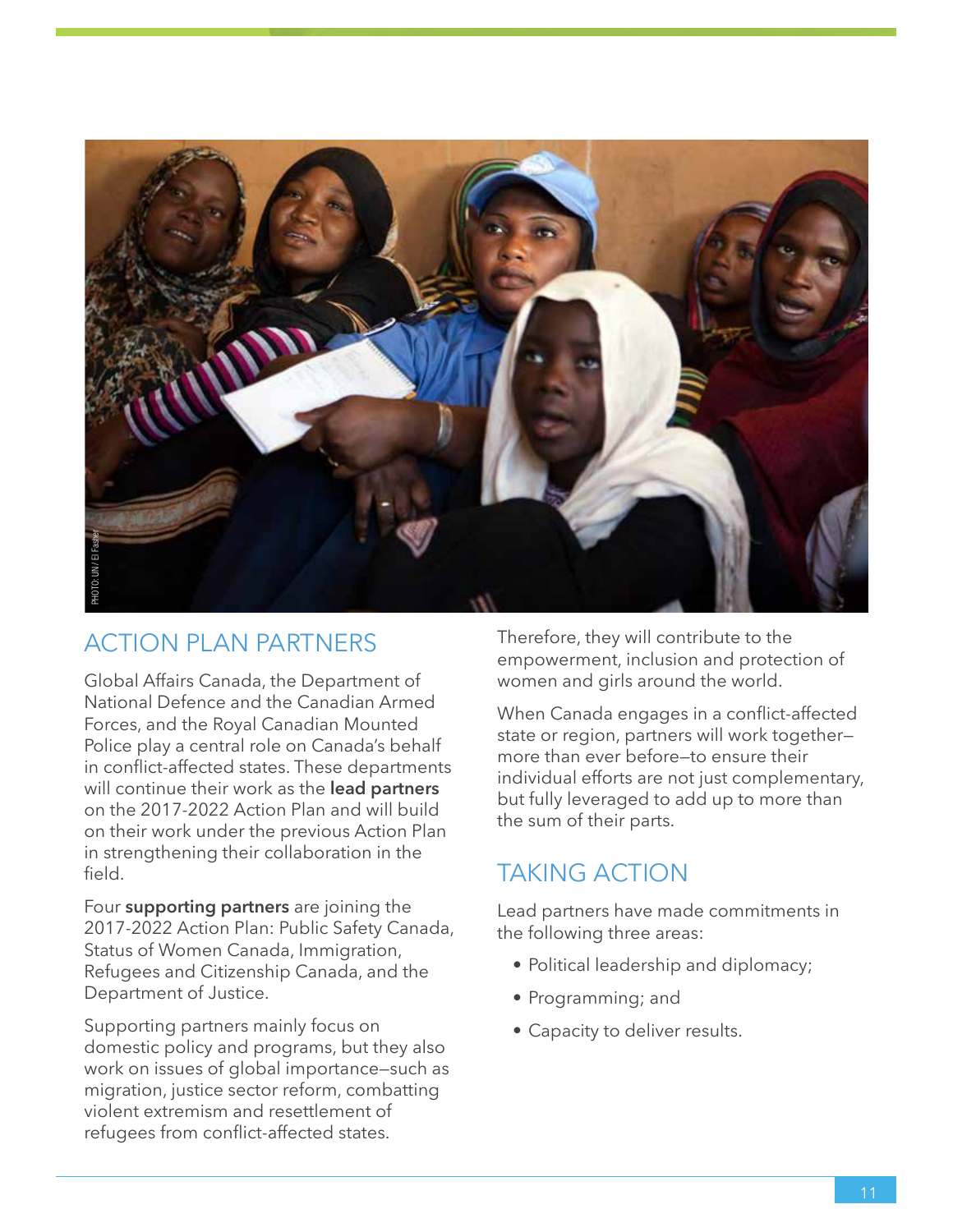## ACTION PLAN PARTNERS

Global Affairs Canada, the Department of National Defence and the Canadian Armed Forces, and the Royal Canadian Mounted Police play a central role on Canada's behalf in conflict-affected states. These departments will continue their work as the **lead partners** on the 2017-2022 Action Plan and will build on their work under the previous Action Plan in strengthening their collaboration in the field.

Four **supporting partners** are joining the 2017-2022 Action Plan: Public Safety Canada, Status of Women Canada, Immigration, Refugees and Citizenship Canada, and the Department of Justice.

Supporting partners mainly focus on domestic policy and programs, but they also work on issues of global importance—such as migration, justice sector reform, combatting violent extremism and resettlement of refugees from conflict-affected states. Therefore, they will contribute to the empowerment, inclusion and protection of women and girls around the world.

When Canada engages in a conflict-affected state or region, partners will work together—more than ever before—to ensure their individual efforts are not just complementary, but fully leveraged to add up to more than the sum of their parts.

## TAKING ACTION

Lead partners have made commitments in the following three areas:

- Political leadership and diplomacy;
- Programming; and
- Capacity to deliver results.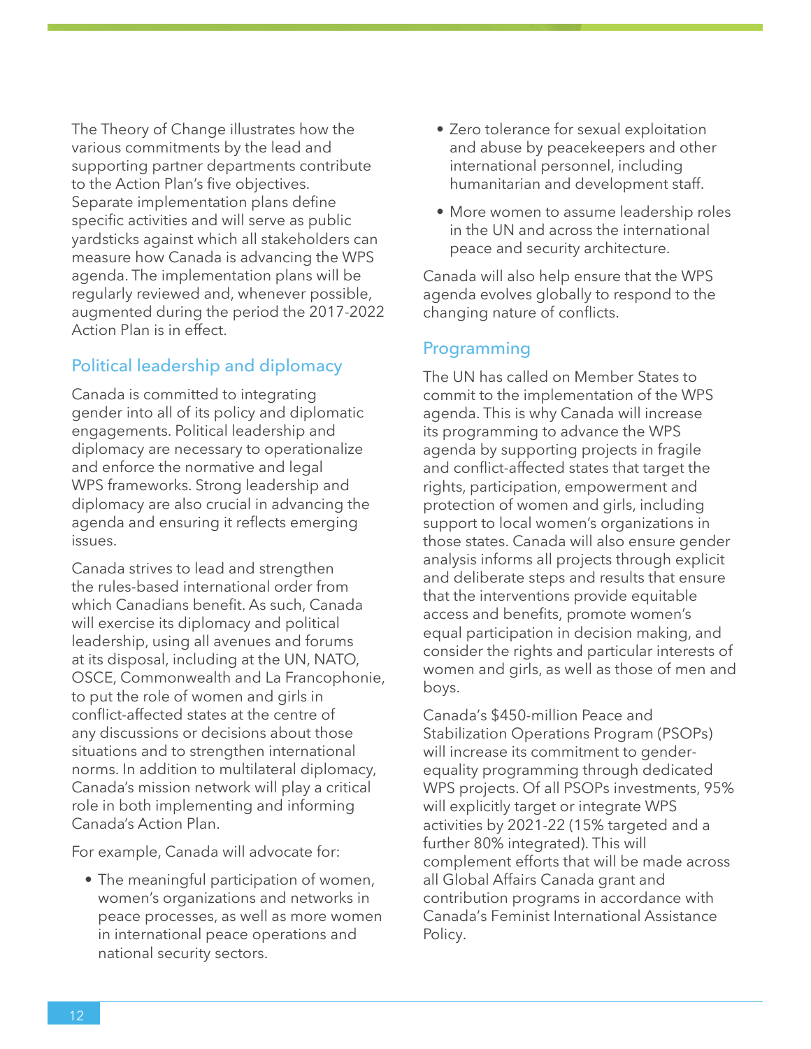The Theory of Change illustrates how the various commitments by the lead and supporting partner departments contribute to the Action Plan's five objectives. Separate implementation plans define specific activities and will serve as public yardsticks against which all stakeholders can measure how Canada is advancing the WPS agenda. The implementation plans will be regularly reviewed and, whenever possible, augmented during the period the 2017-2022 Action Plan is in effect.

## Political leadership and diplomacy

Canada is committed to integrating gender into all of its policy and diplomatic engagements. Political leadership and diplomacy are necessary to operationalize and enforce the normative and legal WPS frameworks. Strong leadership and diplomacy are also crucial in advancing the agenda and ensuring it reflects emerging issues.

Canada strives to lead and strengthen the rules-based international order from which Canadians benefit. As such, Canada will exercise its diplomacy and political leadership, using all avenues and forums at its disposal, including at the UN, NATO, OSCE, Commonwealth and La Francophonie, to put the role of women and girls in conflict-affected states at the centre of any discussions or decisions about those situations and to strengthen international norms. In addition to multilateral diplomacy, Canada's mission network will play a critical role in both implementing and informing Canada's Action Plan.

For example, Canada will advocate for:

- The meaningful participation of women, women's organizations and networks in peace processes, as well as more women in international peace operations and national security sectors.
- Zero tolerance for sexual exploitation and abuse by peacekeepers and other international personnel, including humanitarian and development staff.
- More women to assume leadership roles in the UN and across the international peace and security architecture.

Canada will also help ensure that the WPS agenda evolves globally to respond to the changing nature of conflicts.

## Programming

The UN has called on Member States to commit to the implementation of the WPS agenda. This is why Canada will increase its programming to advance the WPS agenda by supporting projects in fragile and conflict-affected states that target the rights, participation, empowerment and protection of women and girls, including support to local women's organizations in those states. Canada will also ensure gender analysis informs all projects through explicit and deliberate steps and results that ensure that the interventions provide equitable access and benefits, promote women's equal participation in decision making, and consider the rights and particular interests of women and girls, as well as those of men and boys.

Canada's $450-million Peace and Stabilization Operations Program (PSOPs) will increase its commitment to gender-equality programming through dedicated WPS projects. Of all PSOPs investments, 95% will explicitly target or integrate WPS activities by 2021-22 (15% targeted and a further 80% integrated). This will complement efforts that will be made across all Global Affairs Canada grant and contribution programs in accordance with Canada's Feminist International Assistance Policy.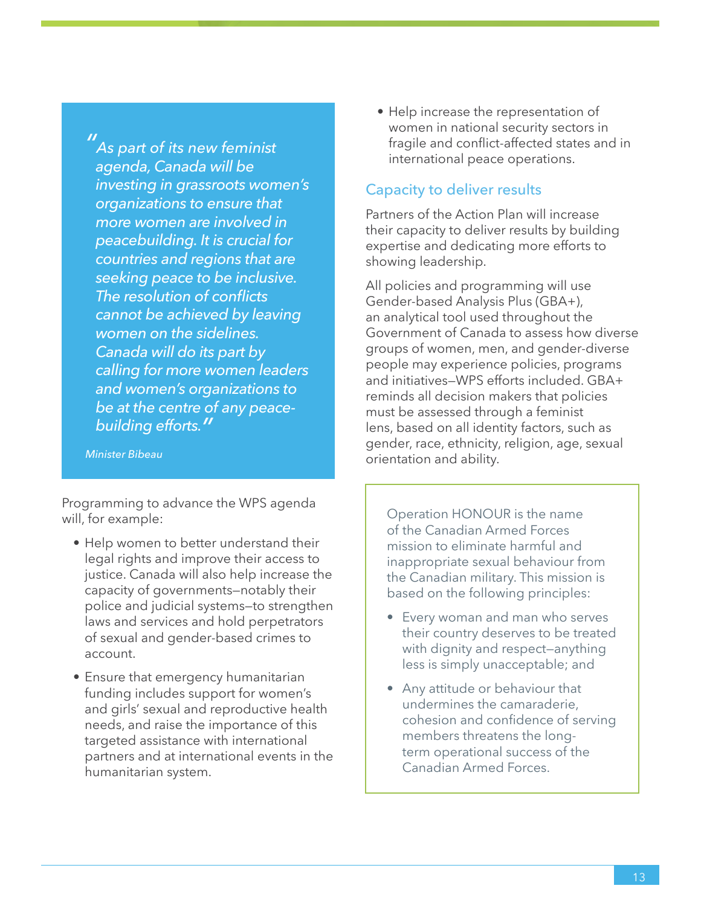> *"As part of its new feminist agenda, Canada will be investing in grassroots women's organizations to ensure that more women are involved in peacebuilding. It is crucial for countries and regions that are seeking peace to be inclusive. The resolution of conflicts cannot be achieved by leaving women on the sidelines. Canada will do its part by calling for more women leaders and women's organizations to be at the centre of any peace-building efforts."*
>
> *Minister Bibeau*

Programming to advance the WPS agenda will, for example:

- Help women to better understand their legal rights and improve their access to justice. Canada will also help increase the capacity of governments—notably their police and judicial systems—to strengthen laws and services and hold perpetrators of sexual and gender-based crimes to account.
- Ensure that emergency humanitarian funding includes support for women's and girls' sexual and reproductive health needs, and raise the importance of this targeted assistance with international partners and at international events in the humanitarian system.
- Help increase the representation of women in national security sectors in fragile and conflict-affected states and in international peace operations.

## Capacity to deliver results

Partners of the Action Plan will increase their capacity to deliver results by building expertise and dedicating more efforts to showing leadership.

All policies and programming will use Gender-based Analysis Plus (GBA+), an analytical tool used throughout the Government of Canada to assess how diverse groups of women, men, and gender-diverse people may experience policies, programs and initiatives—WPS efforts included. GBA+ reminds all decision makers that policies must be assessed through a feminist lens, based on all identity factors, such as gender, race, ethnicity, religion, age, sexual orientation and ability.

> Operation HONOUR is the name of the Canadian Armed Forces mission to eliminate harmful and inappropriate sexual behaviour from the Canadian military. This mission is based on the following principles:
>
> - Every woman and man who serves their country deserves to be treated with dignity and respect—anything less is simply unacceptable; and
> - Any attitude or behaviour that undermines the camaraderie, cohesion and confidence of serving members threatens the long-term operational success of the Canadian Armed Forces.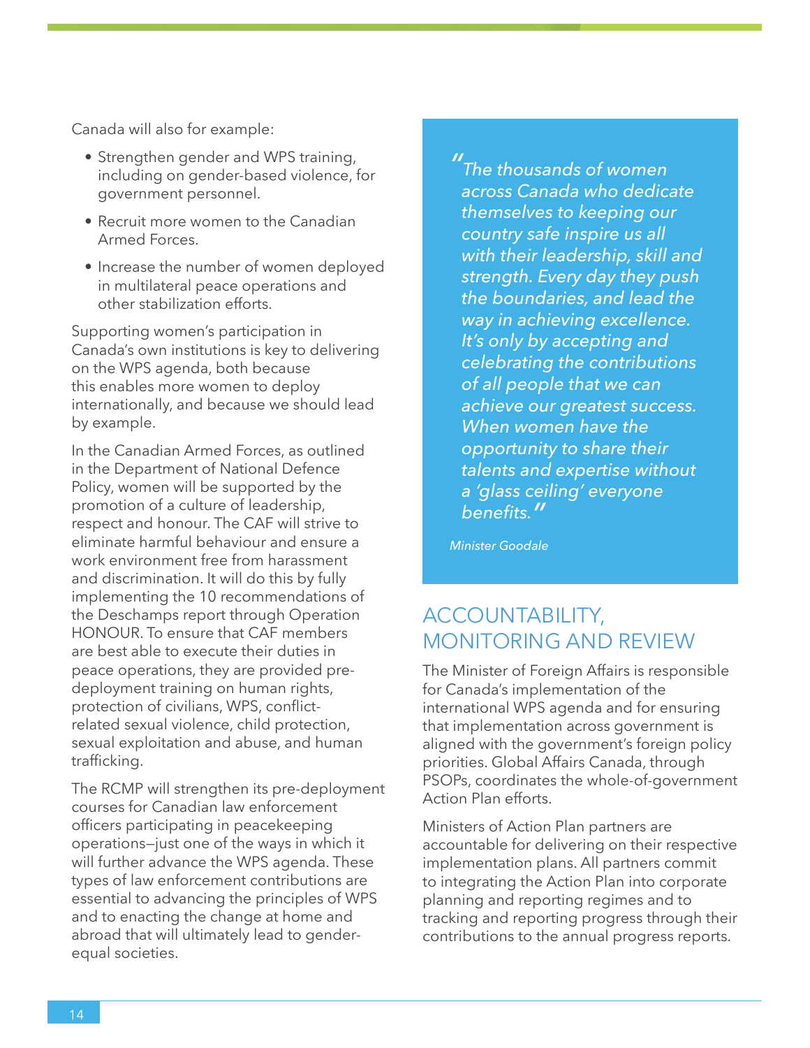Canada will also for example:

- Strengthen gender and WPS training, including on gender-based violence, for government personnel.
- Recruit more women to the Canadian Armed Forces.
- Increase the number of women deployed in multilateral peace operations and other stabilization efforts.

Supporting women's participation in Canada's own institutions is key to delivering on the WPS agenda, both because this enables more women to deploy internationally, and because we should lead by example.

In the Canadian Armed Forces, as outlined in the Department of National Defence Policy, women will be supported by the promotion of a culture of leadership, respect and honour. The CAF will strive to eliminate harmful behaviour and ensure a work environment free from harassment and discrimination. It will do this by fully implementing the 10 recommendations of the Deschamps report through Operation HONOUR. To ensure that CAF members are best able to execute their duties in peace operations, they are provided pre-deployment training on human rights, protection of civilians, WPS, conflict-related sexual violence, child protection, sexual exploitation and abuse, and human trafficking.

The RCMP will strengthen its pre-deployment courses for Canadian law enforcement officers participating in peacekeeping operations—just one of the ways in which it will further advance the WPS agenda. These types of law enforcement contributions are essential to advancing the principles of WPS and to enacting the change at home and abroad that will ultimately lead to gender-equal societies.

> *"The thousands of women across Canada who dedicate themselves to keeping our country safe inspire us all with their leadership, skill and strength. Every day they push the boundaries, and lead the way in achieving excellence. It's only by accepting and celebrating the contributions of all people that we can achieve our greatest success. When women have the opportunity to share their talents and expertise without a 'glass ceiling' everyone benefits."*
>
> *Minister Goodale*

## ACCOUNTABILITY, MONITORING AND REVIEW

The Minister of Foreign Affairs is responsible for Canada's implementation of the international WPS agenda and for ensuring that implementation across government is aligned with the government's foreign policy priorities. Global Affairs Canada, through PSOPs, coordinates the whole-of-government Action Plan efforts.

Ministers of Action Plan partners are accountable for delivering on their respective implementation plans. All partners commit to integrating the Action Plan into corporate planning and reporting regimes and to tracking and reporting progress through their contributions to the annual progress reports.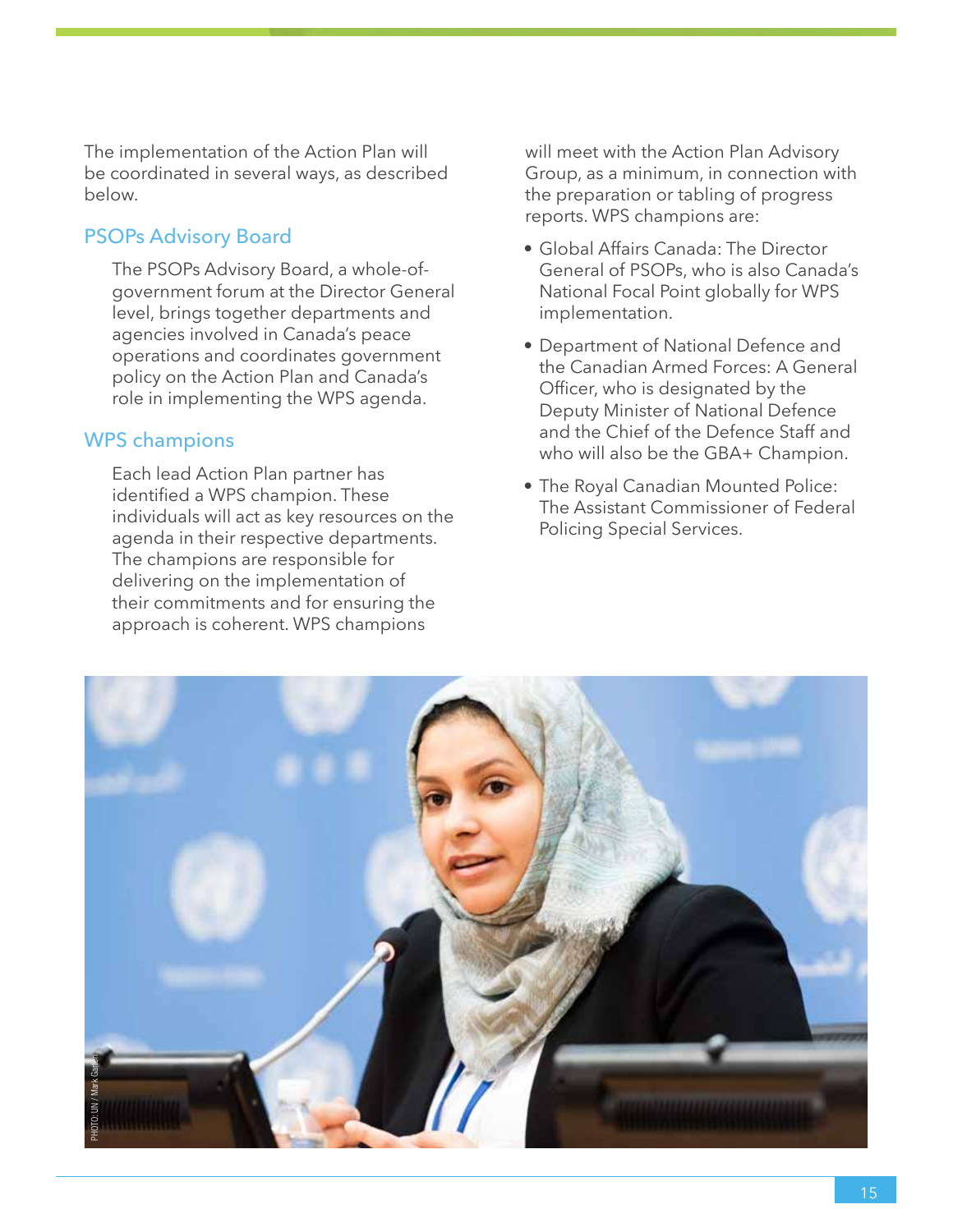The implementation of the Action Plan will be coordinated in several ways, as described below.

## PSOPs Advisory Board

The PSOPs Advisory Board, a whole-of-government forum at the Director General level, brings together departments and agencies involved in Canada's peace operations and coordinates government policy on the Action Plan and Canada's role in implementing the WPS agenda.

## WPS champions

Each lead Action Plan partner has identified a WPS champion. These individuals will act as key resources on the agenda in their respective departments. The champions are responsible for delivering on the implementation of their commitments and for ensuring the approach is coherent. WPS champions will meet with the Action Plan Advisory Group, as a minimum, in connection with the preparation or tabling of progress reports. WPS champions are:

- Global Affairs Canada: The Director General of PSOPs, who is also Canada's National Focal Point globally for WPS implementation.
- Department of National Defence and the Canadian Armed Forces: A General Officer, who is designated by the Deputy Minister of National Defence and the Chief of the Defence Staff and who will also be the GBA+ Champion.
- The Royal Canadian Mounted Police: The Assistant Commissioner of Federal Policing Special Services.

PHOTO: UN / Mark Garten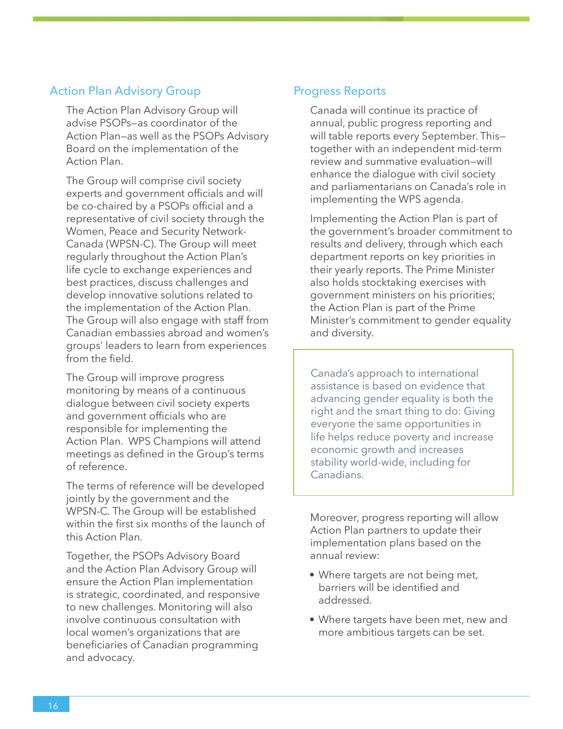## Action Plan Advisory Group

The Action Plan Advisory Group will advise PSOPs—as coordinator of the Action Plan—as well as the PSOPs Advisory Board on the implementation of the Action Plan.

The Group will comprise civil society experts and government officials and will be co-chaired by a PSOPs official and a representative of civil society through the Women, Peace and Security Network-Canada (WPSN-C). The Group will meet regularly throughout the Action Plan's life cycle to exchange experiences and best practices, discuss challenges and develop innovative solutions related to the implementation of the Action Plan. The Group will also engage with staff from Canadian embassies abroad and women's groups' leaders to learn from experiences from the field.

The Group will improve progress monitoring by means of a continuous dialogue between civil society experts and government officials who are responsible for implementing the Action Plan. WPS Champions will attend meetings as defined in the Group's terms of reference.

The terms of reference will be developed jointly by the government and the WPSN-C. The Group will be established within the first six months of the launch of this Action Plan.

Together, the PSOPs Advisory Board and the Action Plan Advisory Group will ensure the Action Plan implementation is strategic, coordinated, and responsive to new challenges. Monitoring will also involve continuous consultation with local women's organizations that are beneficiaries of Canadian programming and advocacy.

## Progress Reports

Canada will continue its practice of annual, public progress reporting and will table reports every September. This—together with an independent mid-term review and summative evaluation—will enhance the dialogue with civil society and parliamentarians on Canada's role in implementing the WPS agenda.

Implementing the Action Plan is part of the government's broader commitment to results and delivery, through which each department reports on key priorities in their yearly reports. The Prime Minister also holds stocktaking exercises with government ministers on his priorities; the Action Plan is part of the Prime Minister's commitment to gender equality and diversity.

> Canada's approach to international assistance is based on evidence that advancing gender equality is both the right and the smart thing to do: Giving everyone the same opportunities in life helps reduce poverty and increase economic growth and increases stability world-wide, including for Canadians.

Moreover, progress reporting will allow Action Plan partners to update their implementation plans based on the annual review:

- Where targets are not being met, barriers will be identified and addressed.
- Where targets have been met, new and more ambitious targets can be set.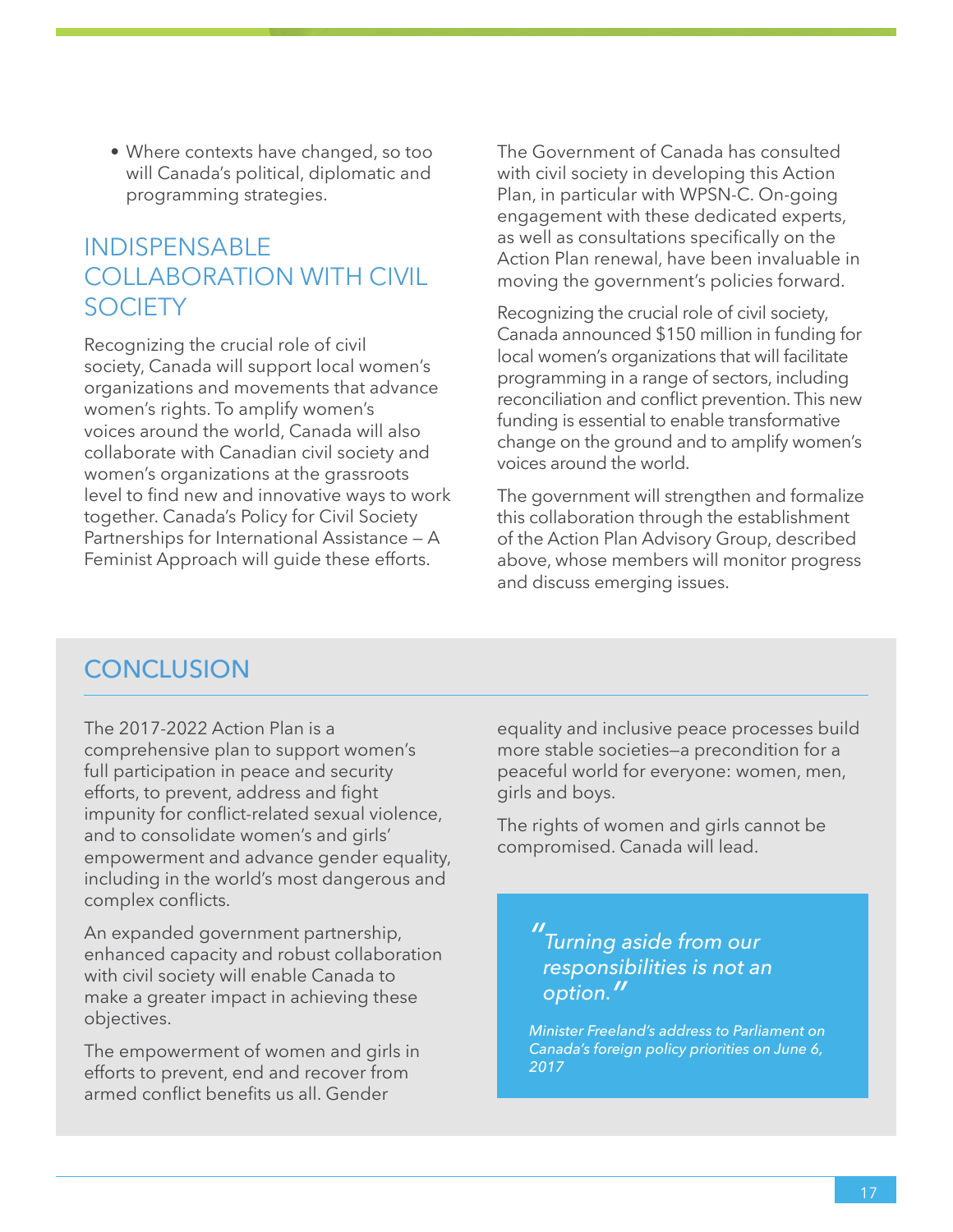- Where contexts have changed, so too will Canada's political, diplomatic and programming strategies.

## INDISPENSABLE COLLABORATION WITH CIVIL SOCIETY

Recognizing the crucial role of civil society, Canada will support local women's organizations and movements that advance women's rights. To amplify women's voices around the world, Canada will also collaborate with Canadian civil society and women's organizations at the grassroots level to find new and innovative ways to work together. Canada's Policy for Civil Society Partnerships for International Assistance — A Feminist Approach will guide these efforts.

The Government of Canada has consulted with civil society in developing this Action Plan, in particular with WPSN-C. On-going engagement with these dedicated experts, as well as consultations specifically on the Action Plan renewal, have been invaluable in moving the government's policies forward.

Recognizing the crucial role of civil society, Canada announced $150 million in funding for local women's organizations that will facilitate programming in a range of sectors, including reconciliation and conflict prevention. This new funding is essential to enable transformative change on the ground and to amplify women's voices around the world.

The government will strengthen and formalize this collaboration through the establishment of the Action Plan Advisory Group, described above, whose members will monitor progress and discuss emerging issues.

## CONCLUSION

The 2017-2022 Action Plan is a comprehensive plan to support women's full participation in peace and security efforts, to prevent, address and fight impunity for conflict-related sexual violence, and to consolidate women's and girls' empowerment and advance gender equality, including in the world's most dangerous and complex conflicts.

An expanded government partnership, enhanced capacity and robust collaboration with civil society will enable Canada to make a greater impact in achieving these objectives.

The empowerment of women and girls in efforts to prevent, end and recover from armed conflict benefits us all. Gender equality and inclusive peace processes build more stable societies—a precondition for a peaceful world for everyone: women, men, girls and boys.

The rights of women and girls cannot be compromised. Canada will lead.

> *"Turning aside from our responsibilities is not an option."*
>
> *Minister Freeland's address to Parliament on Canada's foreign policy priorities on June 6, 2017*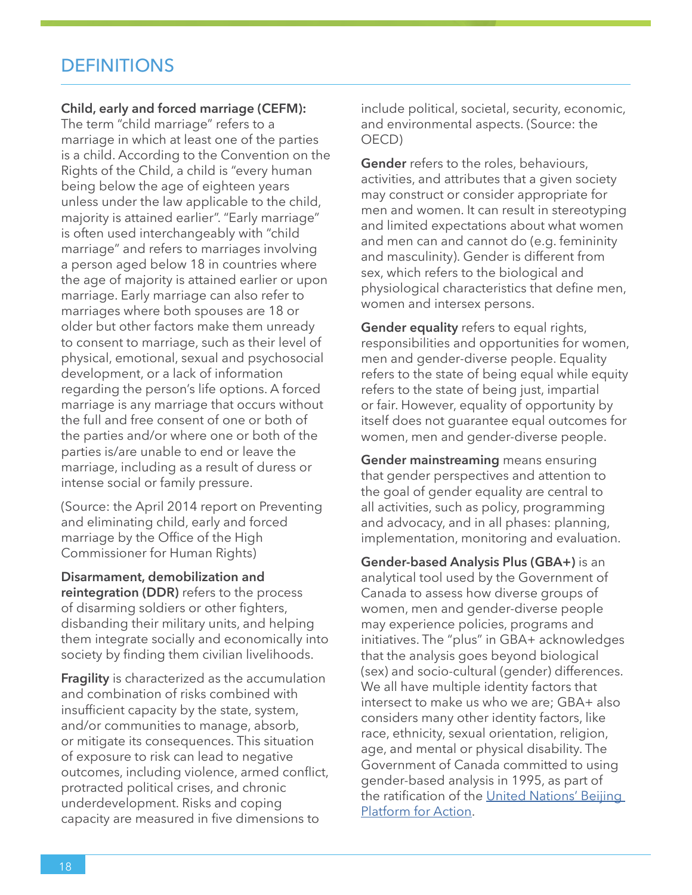# DEFINITIONS

**Child, early and forced marriage (CEFM):** The term "child marriage" refers to a marriage in which at least one of the parties is a child. According to the Convention on the Rights of the Child, a child is "every human being below the age of eighteen years unless under the law applicable to the child, majority is attained earlier". "Early marriage" is often used interchangeably with "child marriage" and refers to marriages involving a person aged below 18 in countries where the age of majority is attained earlier or upon marriage. Early marriage can also refer to marriages where both spouses are 18 or older but other factors make them unready to consent to marriage, such as their level of physical, emotional, sexual and psychosocial development, or a lack of information regarding the person's life options. A forced marriage is any marriage that occurs without the full and free consent of one or both of the parties and/or where one or both of the parties is/are unable to end or leave the marriage, including as a result of duress or intense social or family pressure.

(Source: the April 2014 report on Preventing and eliminating child, early and forced marriage by the Office of the High Commissioner for Human Rights)

**Disarmament, demobilization and reintegration (DDR)** refers to the process of disarming soldiers or other fighters, disbanding their military units, and helping them integrate socially and economically into society by finding them civilian livelihoods.

**Fragility** is characterized as the accumulation and combination of risks combined with insufficient capacity by the state, system, and/or communities to manage, absorb, or mitigate its consequences. This situation of exposure to risk can lead to negative outcomes, including violence, armed conflict, protracted political crises, and chronic underdevelopment. Risks and coping capacity are measured in five dimensions to include political, societal, security, economic, and environmental aspects. (Source: the OECD)

**Gender** refers to the roles, behaviours, activities, and attributes that a given society may construct or consider appropriate for men and women. It can result in stereotyping and limited expectations about what women and men can and cannot do (e.g. femininity and masculinity). Gender is different from sex, which refers to the biological and physiological characteristics that define men, women and intersex persons.

**Gender equality** refers to equal rights, responsibilities and opportunities for women, men and gender-diverse people. Equality refers to the state of being equal while equity refers to the state of being just, impartial or fair. However, equality of opportunity by itself does not guarantee equal outcomes for women, men and gender-diverse people.

**Gender mainstreaming** means ensuring that gender perspectives and attention to the goal of gender equality are central to all activities, such as policy, programming and advocacy, and in all phases: planning, implementation, monitoring and evaluation.

**Gender-based Analysis Plus (GBA+)** is an analytical tool used by the Government of Canada to assess how diverse groups of women, men and gender-diverse people may experience policies, programs and initiatives. The "plus" in GBA+ acknowledges that the analysis goes beyond biological (sex) and socio-cultural (gender) differences. We all have multiple identity factors that intersect to make us who we are; GBA+ also considers many other identity factors, like race, ethnicity, sexual orientation, religion, age, and mental or physical disability. The Government of Canada committed to using gender-based analysis in 1995, as part of the ratification of the United Nations' Beijing Platform for Action.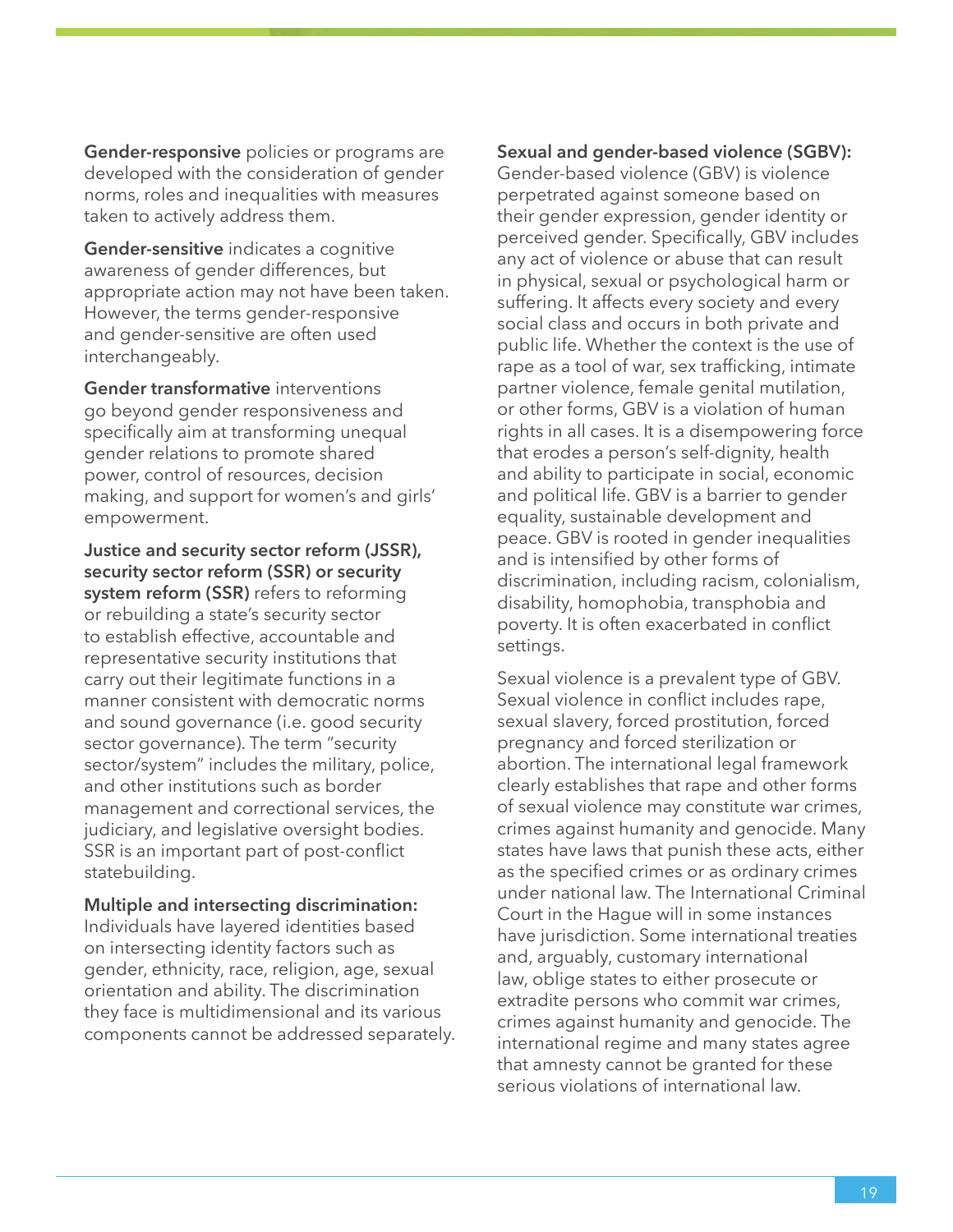**Gender-responsive** policies or programs are developed with the consideration of gender norms, roles and inequalities with measures taken to actively address them.

**Gender-sensitive** indicates a cognitive awareness of gender differences, but appropriate action may not have been taken. However, the terms gender-responsive and gender-sensitive are often used interchangeably.

**Gender transformative** interventions go beyond gender responsiveness and specifically aim at transforming unequal gender relations to promote shared power, control of resources, decision making, and support for women's and girls' empowerment.

**Justice and security sector reform (JSSR), security sector reform (SSR) or security system reform (SSR)** refers to reforming or rebuilding a state's security sector to establish effective, accountable and representative security institutions that carry out their legitimate functions in a manner consistent with democratic norms and sound governance (i.e. good security sector governance). The term "security sector/system" includes the military, police, and other institutions such as border management and correctional services, the judiciary, and legislative oversight bodies. SSR is an important part of post-conflict statebuilding.

**Multiple and intersecting discrimination:** Individuals have layered identities based on intersecting identity factors such as gender, ethnicity, race, religion, age, sexual orientation and ability. The discrimination they face is multidimensional and its various components cannot be addressed separately.

**Sexual and gender-based violence (SGBV):** Gender-based violence (GBV) is violence perpetrated against someone based on their gender expression, gender identity or perceived gender. Specifically, GBV includes any act of violence or abuse that can result in physical, sexual or psychological harm or suffering. It affects every society and every social class and occurs in both private and public life. Whether the context is the use of rape as a tool of war, sex trafficking, intimate partner violence, female genital mutilation, or other forms, GBV is a violation of human rights in all cases. It is a disempowering force that erodes a person's self-dignity, health and ability to participate in social, economic and political life. GBV is a barrier to gender equality, sustainable development and peace. GBV is rooted in gender inequalities and is intensified by other forms of discrimination, including racism, colonialism, disability, homophobia, transphobia and poverty. It is often exacerbated in conflict settings.

Sexual violence is a prevalent type of GBV. Sexual violence in conflict includes rape, sexual slavery, forced prostitution, forced pregnancy and forced sterilization or abortion. The international legal framework clearly establishes that rape and other forms of sexual violence may constitute war crimes, crimes against humanity and genocide. Many states have laws that punish these acts, either as the specified crimes or as ordinary crimes under national law. The International Criminal Court in the Hague will in some instances have jurisdiction. Some international treaties and, arguably, customary international law, oblige states to either prosecute or extradite persons who commit war crimes, crimes against humanity and genocide. The international regime and many states agree that amnesty cannot be granted for these serious violations of international law.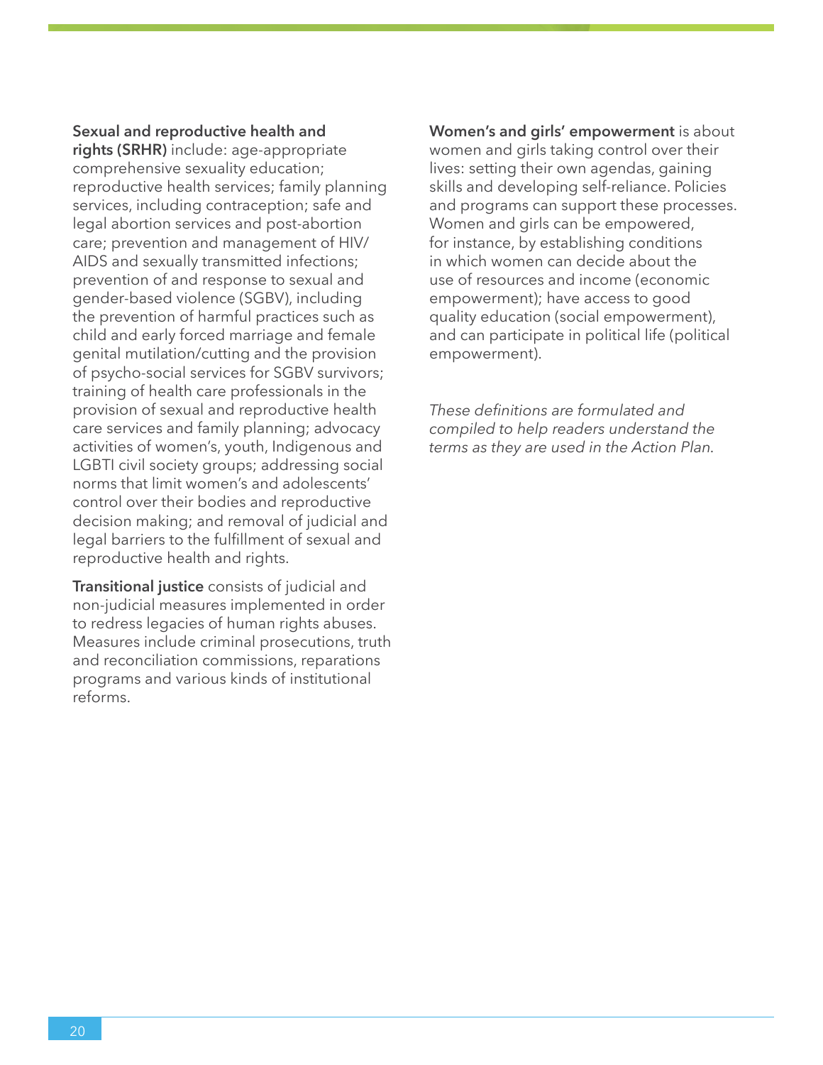**Sexual and reproductive health and rights (SRHR)** include: age-appropriate comprehensive sexuality education; reproductive health services; family planning services, including contraception; safe and legal abortion services and post-abortion care; prevention and management of HIV/AIDS and sexually transmitted infections; prevention of and response to sexual and gender-based violence (SGBV), including the prevention of harmful practices such as child and early forced marriage and female genital mutilation/cutting and the provision of psycho-social services for SGBV survivors; training of health care professionals in the provision of sexual and reproductive health care services and family planning; advocacy activities of women's, youth, Indigenous and LGBTI civil society groups; addressing social norms that limit women's and adolescents' control over their bodies and reproductive decision making; and removal of judicial and legal barriers to the fulfillment of sexual and reproductive health and rights.

**Transitional justice** consists of judicial and non-judicial measures implemented in order to redress legacies of human rights abuses. Measures include criminal prosecutions, truth and reconciliation commissions, reparations programs and various kinds of institutional reforms.

**Women's and girls' empowerment** is about women and girls taking control over their lives: setting their own agendas, gaining skills and developing self-reliance. Policies and programs can support these processes. Women and girls can be empowered, for instance, by establishing conditions in which women can decide about the use of resources and income (economic empowerment); have access to good quality education (social empowerment), and can participate in political life (political empowerment).

*These definitions are formulated and compiled to help readers understand the terms as they are used in the Action Plan.*